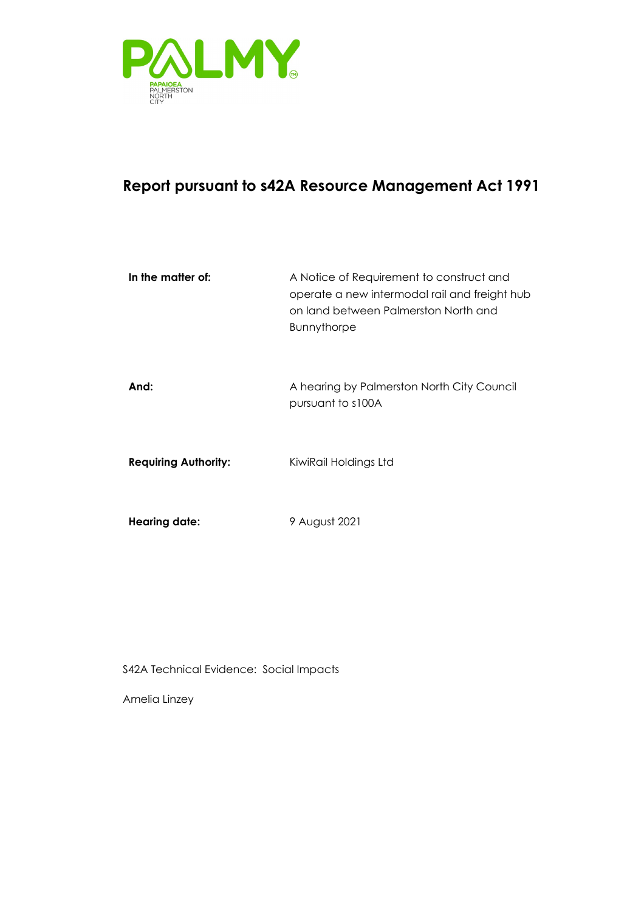PALMY

PAPAIOEA
PALMERSTON
NORTH
CITY

# Report pursuant to s42A Resource Management Act 1991

| | |
|---|---|
| **In the matter of:** | A Notice of Requirement to construct and operate a new intermodal rail and freight hub on land between Palmerston North and Bunnythorpe |
| **And:** | A hearing by Palmerston North City Council pursuant to s100A |
| **Requiring Authority:** | KiwiRail Holdings Ltd |
| **Hearing date:** | 9 August 2021 |

S42A Technical Evidence: Social Impacts

Amelia Linzey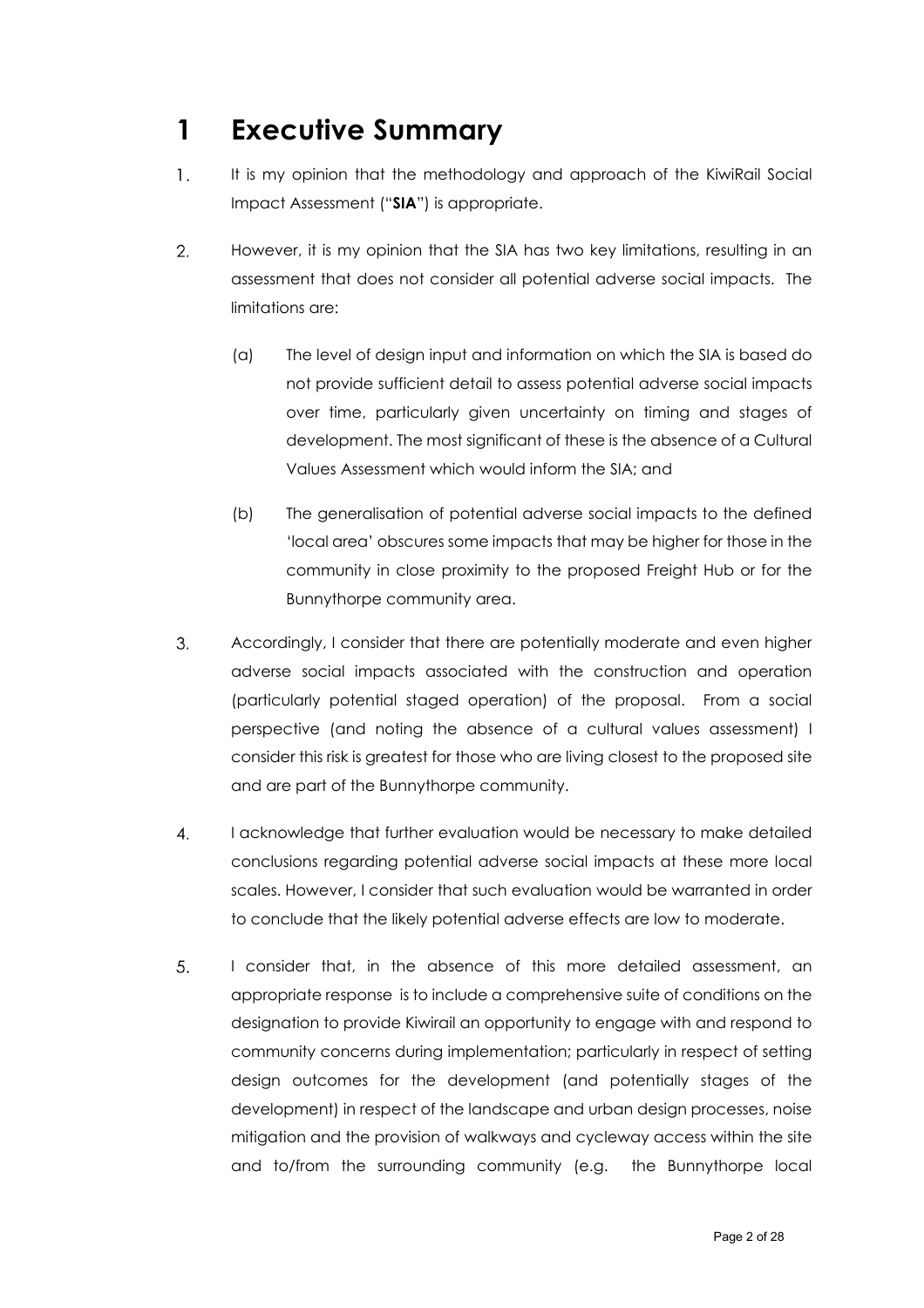# 1 Executive Summary

1. It is my opinion that the methodology and approach of the KiwiRail Social Impact Assessment ("**SIA**") is appropriate.

2. However, it is my opinion that the SIA has two key limitations, resulting in an assessment that does not consider all potential adverse social impacts. The limitations are:

   (a) The level of design input and information on which the SIA is based do not provide sufficient detail to assess potential adverse social impacts over time, particularly given uncertainty on timing and stages of development. The most significant of these is the absence of a Cultural Values Assessment which would inform the SIA; and

   (b) The generalisation of potential adverse social impacts to the defined 'local area' obscures some impacts that may be higher for those in the community in close proximity to the proposed Freight Hub or for the Bunnythorpe community area.

3. Accordingly, I consider that there are potentially moderate and even higher adverse social impacts associated with the construction and operation (particularly potential staged operation) of the proposal. From a social perspective (and noting the absence of a cultural values assessment) I consider this risk is greatest for those who are living closest to the proposed site and are part of the Bunnythorpe community.

4. I acknowledge that further evaluation would be necessary to make detailed conclusions regarding potential adverse social impacts at these more local scales. However, I consider that such evaluation would be warranted in order to conclude that the likely potential adverse effects are low to moderate.

5. I consider that, in the absence of this more detailed assessment, an appropriate response is to include a comprehensive suite of conditions on the designation to provide Kiwirail an opportunity to engage with and respond to community concerns during implementation; particularly in respect of setting design outcomes for the development (and potentially stages of the development) in respect of the landscape and urban design processes, noise mitigation and the provision of walkways and cycleway access within the site and to/from the surrounding community (e.g. the Bunnythorpe local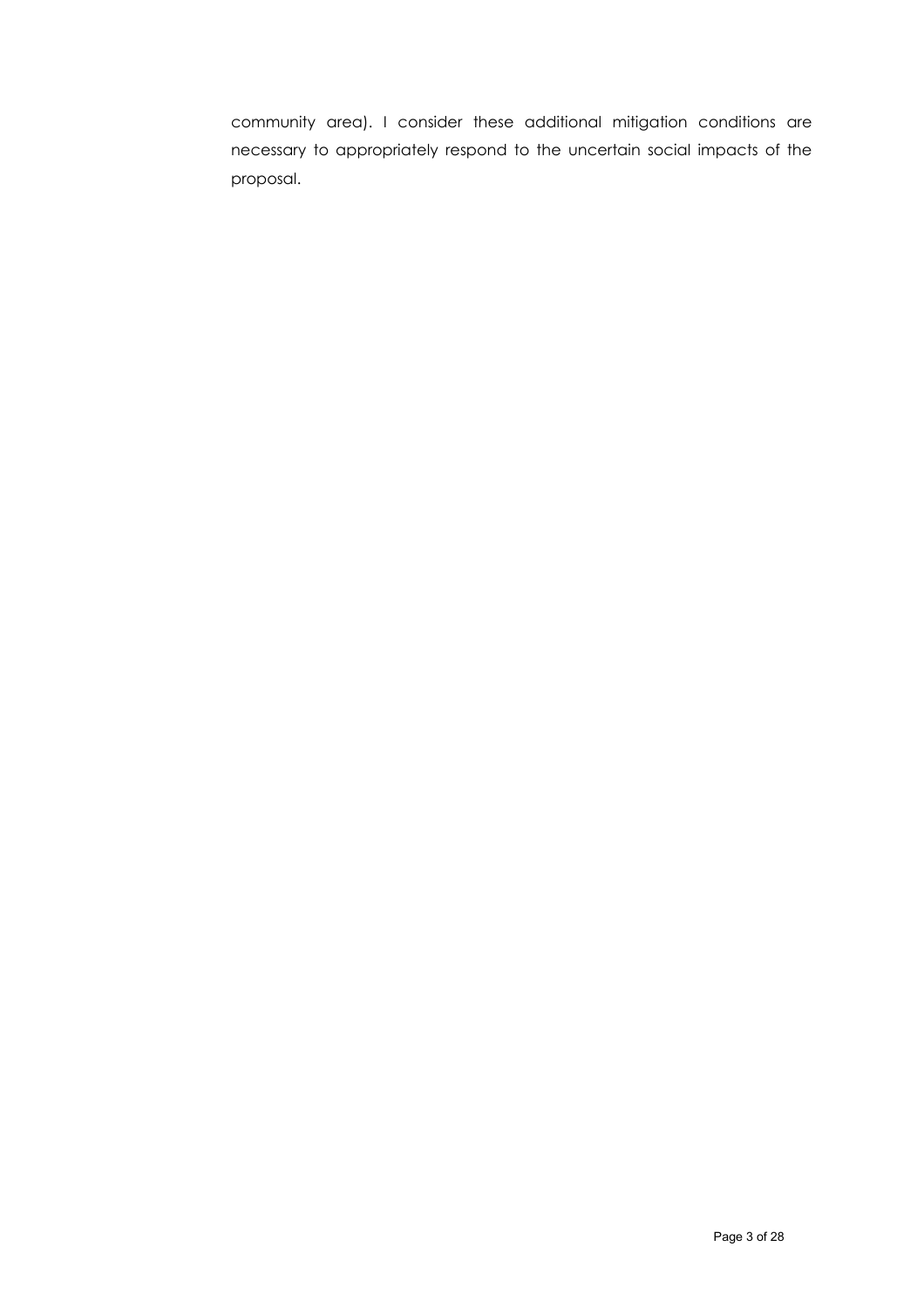community area). I consider these additional mitigation conditions are necessary to appropriately respond to the uncertain social impacts of the proposal.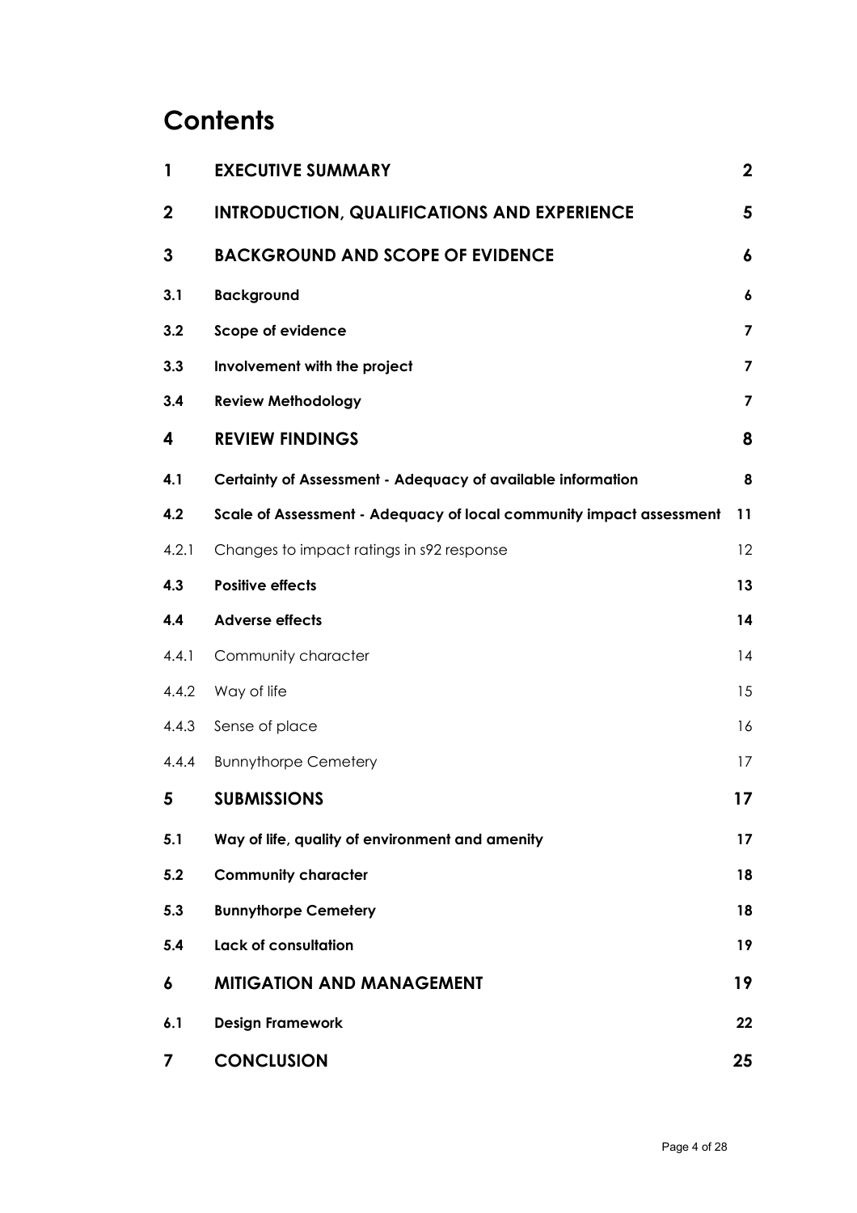# Contents

| | | |
|---|---|---|
| **1** | **EXECUTIVE SUMMARY** | **2** |
| **2** | **INTRODUCTION, QUALIFICATIONS AND EXPERIENCE** | **5** |
| **3** | **BACKGROUND AND SCOPE OF EVIDENCE** | **6** |
| **3.1** | **Background** | **6** |
| **3.2** | **Scope of evidence** | **7** |
| **3.3** | **Involvement with the project** | **7** |
| **3.4** | **Review Methodology** | **7** |
| **4** | **REVIEW FINDINGS** | **8** |
| **4.1** | **Certainty of Assessment - Adequacy of available information** | **8** |
| **4.2** | **Scale of Assessment - Adequacy of local community impact assessment** | **11** |
| 4.2.1 | Changes to impact ratings in s92 response | 12 |
| **4.3** | **Positive effects** | **13** |
| **4.4** | **Adverse effects** | **14** |
| 4.4.1 | Community character | 14 |
| 4.4.2 | Way of life | 15 |
| 4.4.3 | Sense of place | 16 |
| 4.4.4 | Bunnythorpe Cemetery | 17 |
| **5** | **SUBMISSIONS** | **17** |
| **5.1** | **Way of life, quality of environment and amenity** | **17** |
| **5.2** | **Community character** | **18** |
| **5.3** | **Bunnythorpe Cemetery** | **18** |
| **5.4** | **Lack of consultation** | **19** |
| **6** | **MITIGATION AND MANAGEMENT** | **19** |
| **6.1** | **Design Framework** | **22** |
| **7** | **CONCLUSION** | **25** |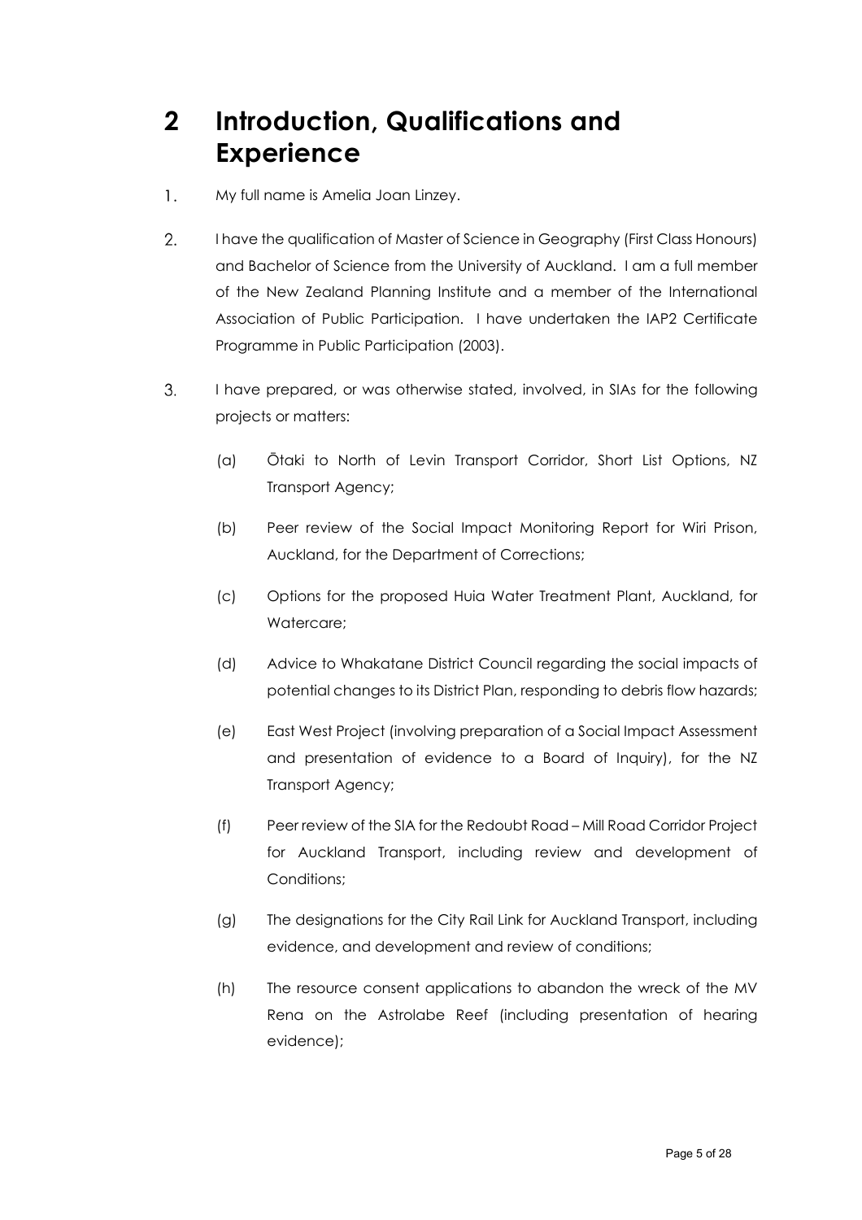# 2 Introduction, Qualifications and Experience

1. My full name is Amelia Joan Linzey.

2. I have the qualification of Master of Science in Geography (First Class Honours) and Bachelor of Science from the University of Auckland. I am a full member of the New Zealand Planning Institute and a member of the International Association of Public Participation. I have undertaken the IAP2 Certificate Programme in Public Participation (2003).

3. I have prepared, or was otherwise stated, involved, in SIAs for the following projects or matters:

   (a) Ōtaki to North of Levin Transport Corridor, Short List Options, NZ Transport Agency;

   (b) Peer review of the Social Impact Monitoring Report for Wiri Prison, Auckland, for the Department of Corrections;

   (c) Options for the proposed Huia Water Treatment Plant, Auckland, for Watercare;

   (d) Advice to Whakatane District Council regarding the social impacts of potential changes to its District Plan, responding to debris flow hazards;

   (e) East West Project (involving preparation of a Social Impact Assessment and presentation of evidence to a Board of Inquiry), for the NZ Transport Agency;

   (f) Peer review of the SIA for the Redoubt Road – Mill Road Corridor Project for Auckland Transport, including review and development of Conditions;

   (g) The designations for the City Rail Link for Auckland Transport, including evidence, and development and review of conditions;

   (h) The resource consent applications to abandon the wreck of the MV Rena on the Astrolabe Reef (including presentation of hearing evidence);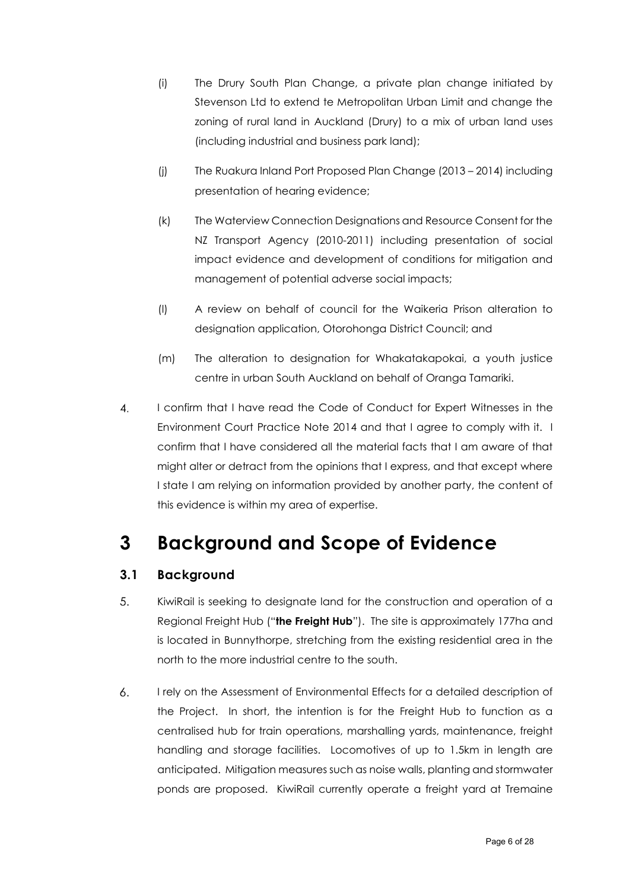(i) The Drury South Plan Change, a private plan change initiated by Stevenson Ltd to extend te Metropolitan Urban Limit and change the zoning of rural land in Auckland (Drury) to a mix of urban land uses (including industrial and business park land);

(j) The Ruakura Inland Port Proposed Plan Change (2013 – 2014) including presentation of hearing evidence;

(k) The Waterview Connection Designations and Resource Consent for the NZ Transport Agency (2010-2011) including presentation of social impact evidence and development of conditions for mitigation and management of potential adverse social impacts;

(l) A review on behalf of council for the Waikeria Prison alteration to designation application, Otorohonga District Council; and

(m) The alteration to designation for Whakatakapokai, a youth justice centre in urban South Auckland on behalf of Oranga Tamariki.

4. I confirm that I have read the Code of Conduct for Expert Witnesses in the Environment Court Practice Note 2014 and that I agree to comply with it. I confirm that I have considered all the material facts that I am aware of that might alter or detract from the opinions that I express, and that except where I state I am relying on information provided by another party, the content of this evidence is within my area of expertise.

# 3 Background and Scope of Evidence

## 3.1 Background

5. KiwiRail is seeking to designate land for the construction and operation of a Regional Freight Hub ("**the Freight Hub**"). The site is approximately 177ha and is located in Bunnythorpe, stretching from the existing residential area in the north to the more industrial centre to the south.

6. I rely on the Assessment of Environmental Effects for a detailed description of the Project. In short, the intention is for the Freight Hub to function as a centralised hub for train operations, marshalling yards, maintenance, freight handling and storage facilities. Locomotives of up to 1.5km in length are anticipated. Mitigation measures such as noise walls, planting and stormwater ponds are proposed. KiwiRail currently operate a freight yard at Tremaine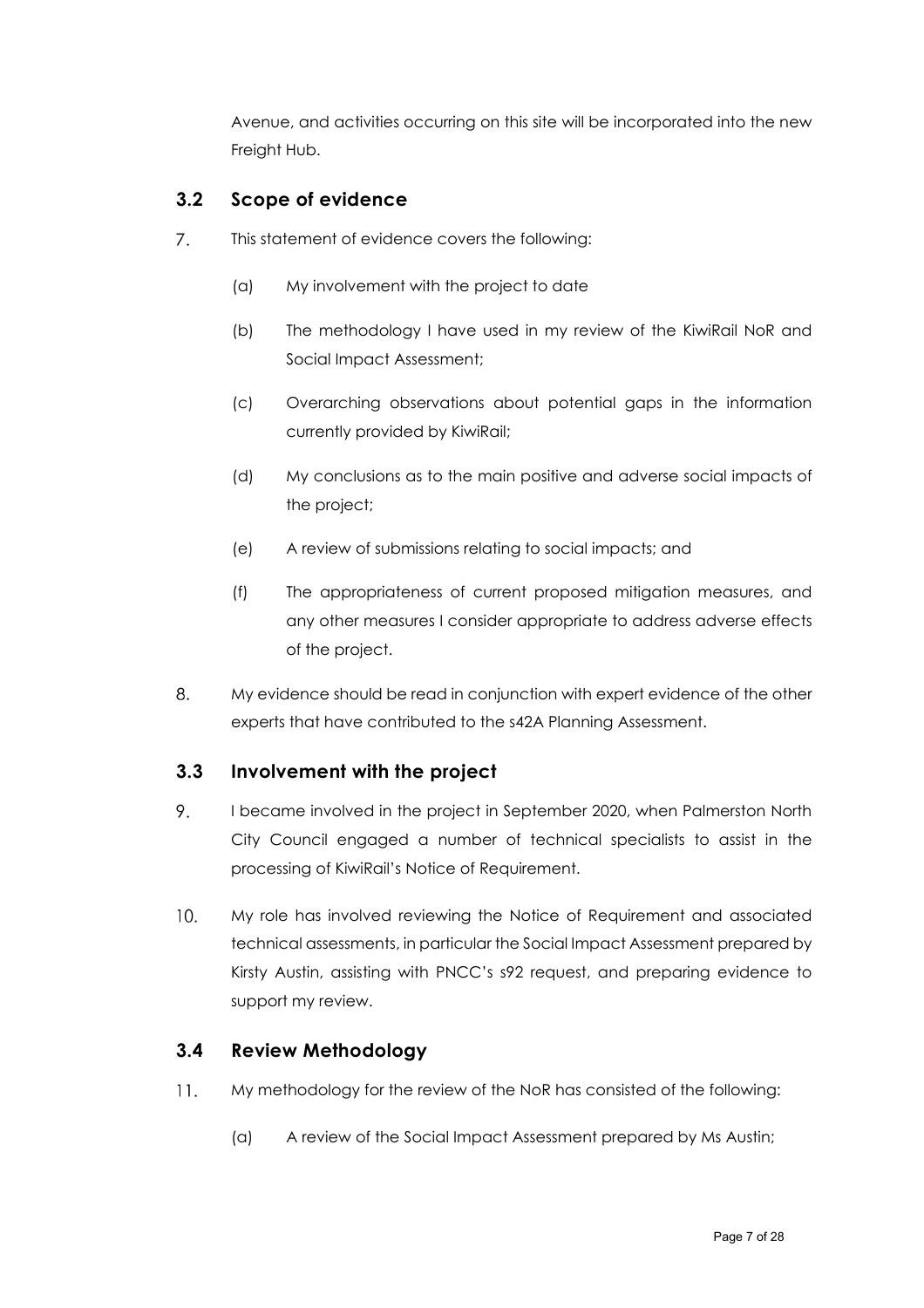Avenue, and activities occurring on this site will be incorporated into the new Freight Hub.

## 3.2 Scope of evidence

7. This statement of evidence covers the following:

   (a) My involvement with the project to date

   (b) The methodology I have used in my review of the KiwiRail NoR and Social Impact Assessment;

   (c) Overarching observations about potential gaps in the information currently provided by KiwiRail;

   (d) My conclusions as to the main positive and adverse social impacts of the project;

   (e) A review of submissions relating to social impacts; and

   (f) The appropriateness of current proposed mitigation measures, and any other measures I consider appropriate to address adverse effects of the project.

8. My evidence should be read in conjunction with expert evidence of the other experts that have contributed to the s42A Planning Assessment.

## 3.3 Involvement with the project

9. I became involved in the project in September 2020, when Palmerston North City Council engaged a number of technical specialists to assist in the processing of KiwiRail's Notice of Requirement.

10. My role has involved reviewing the Notice of Requirement and associated technical assessments, in particular the Social Impact Assessment prepared by Kirsty Austin, assisting with PNCC's s92 request, and preparing evidence to support my review.

## 3.4 Review Methodology

11. My methodology for the review of the NoR has consisted of the following:

    (a) A review of the Social Impact Assessment prepared by Ms Austin;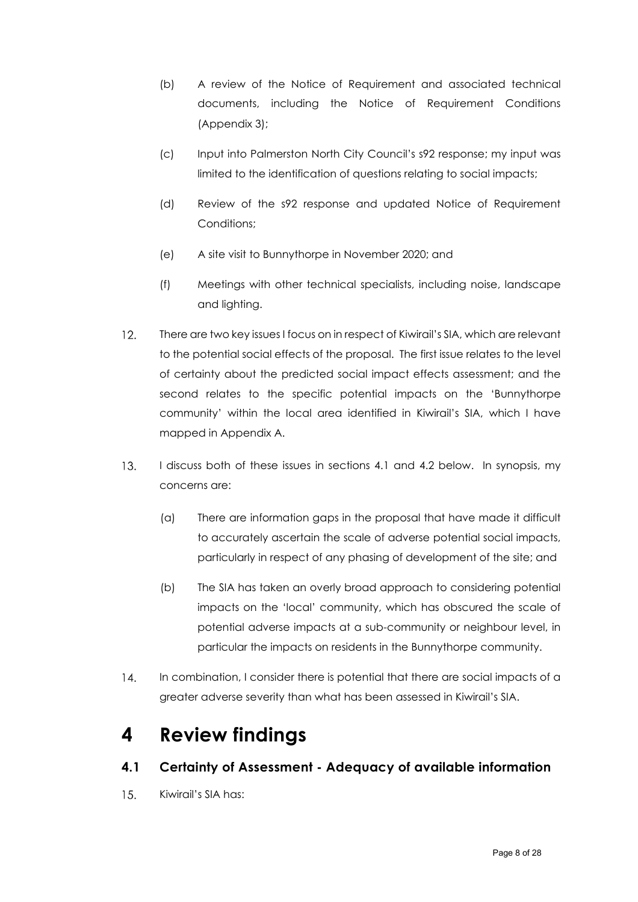(b) A review of the Notice of Requirement and associated technical documents, including the Notice of Requirement Conditions (Appendix 3);

(c) Input into Palmerston North City Council's s92 response; my input was limited to the identification of questions relating to social impacts;

(d) Review of the s92 response and updated Notice of Requirement Conditions;

(e) A site visit to Bunnythorpe in November 2020; and

(f) Meetings with other technical specialists, including noise, landscape and lighting.

12. There are two key issues I focus on in respect of Kiwirail's SIA, which are relevant to the potential social effects of the proposal. The first issue relates to the level of certainty about the predicted social impact effects assessment; and the second relates to the specific potential impacts on the 'Bunnythorpe community' within the local area identified in Kiwirail's SIA, which I have mapped in Appendix A.

13. I discuss both of these issues in sections 4.1 and 4.2 below. In synopsis, my concerns are:

(a) There are information gaps in the proposal that have made it difficult to accurately ascertain the scale of adverse potential social impacts, particularly in respect of any phasing of development of the site; and

(b) The SIA has taken an overly broad approach to considering potential impacts on the 'local' community, which has obscured the scale of potential adverse impacts at a sub-community or neighbour level, in particular the impacts on residents in the Bunnythorpe community.

14. In combination, I consider there is potential that there are social impacts of a greater adverse severity than what has been assessed in Kiwirail's SIA.

# 4 Review findings

## 4.1 Certainty of Assessment - Adequacy of available information

15. Kiwirail's SIA has: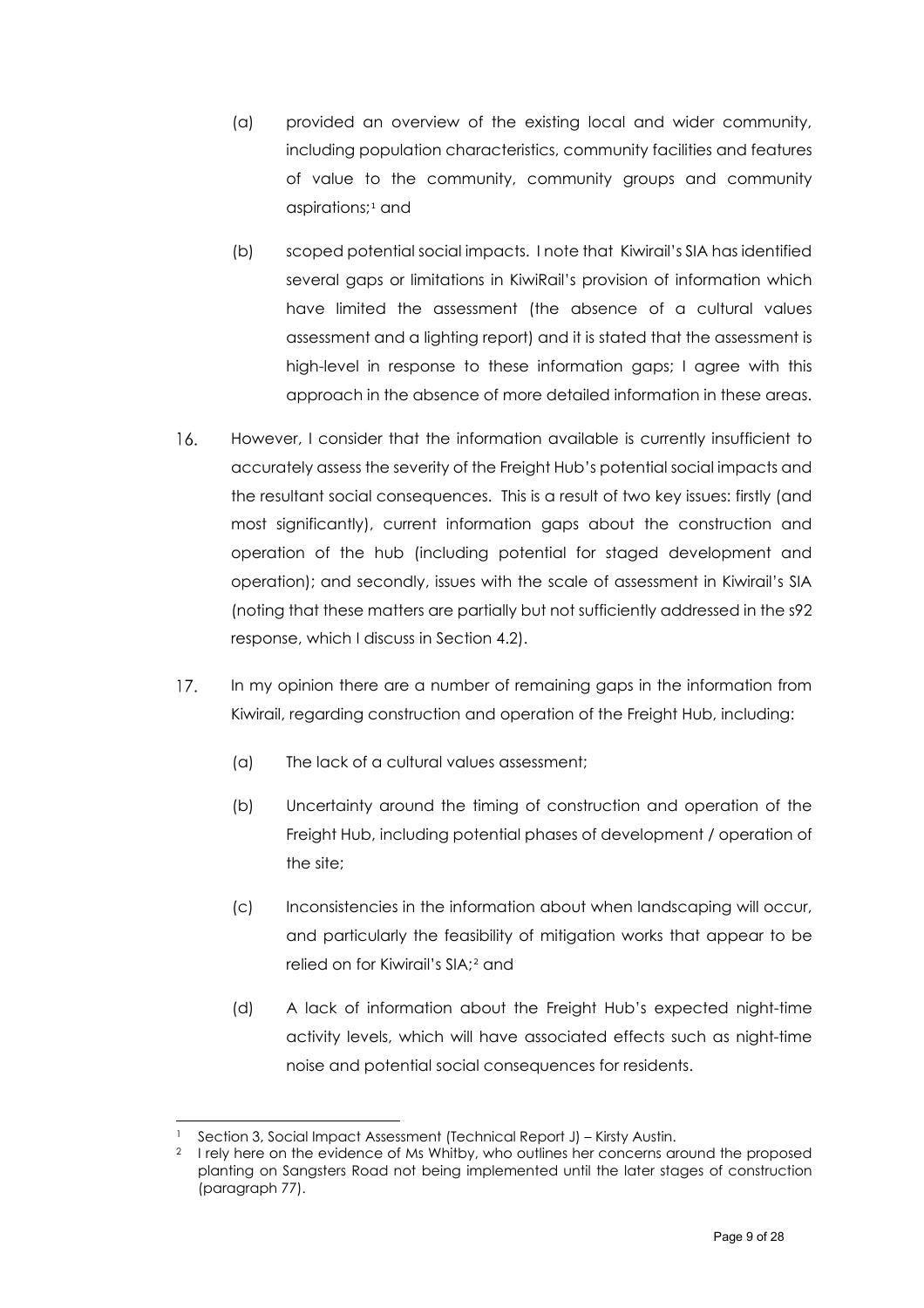(a) provided an overview of the existing local and wider community, including population characteristics, community facilities and features of value to the community, community groups and community aspirations;[1] and

(b) scoped potential social impacts. I note that Kiwirail's SIA has identified several gaps or limitations in KiwiRail's provision of information which have limited the assessment (the absence of a cultural values assessment and a lighting report) and it is stated that the assessment is high-level in response to these information gaps; I agree with this approach in the absence of more detailed information in these areas.

16. However, I consider that the information available is currently insufficient to accurately assess the severity of the Freight Hub's potential social impacts and the resultant social consequences. This is a result of two key issues: firstly (and most significantly), current information gaps about the construction and operation of the hub (including potential for staged development and operation); and secondly, issues with the scale of assessment in Kiwirail's SIA (noting that these matters are partially but not sufficiently addressed in the s92 response, which I discuss in Section 4.2).

17. In my opinion there are a number of remaining gaps in the information from Kiwirail, regarding construction and operation of the Freight Hub, including:

(a) The lack of a cultural values assessment;

(b) Uncertainty around the timing of construction and operation of the Freight Hub, including potential phases of development / operation of the site;

(c) Inconsistencies in the information about when landscaping will occur, and particularly the feasibility of mitigation works that appear to be relied on for Kiwirail's SIA;[2] and

(d) A lack of information about the Freight Hub's expected night-time activity levels, which will have associated effects such as night-time noise and potential social consequences for residents.

---

[1] Section 3, Social Impact Assessment (Technical Report J) – Kirsty Austin.

[2] I rely here on the evidence of Ms Whitby, who outlines her concerns around the proposed planting on Sangsters Road not being implemented until the later stages of construction (paragraph 77).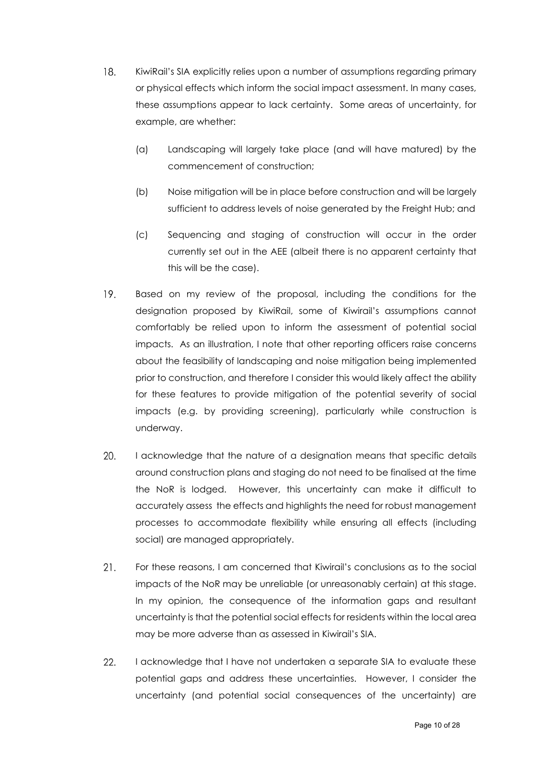18. KiwiRail's SIA explicitly relies upon a number of assumptions regarding primary or physical effects which inform the social impact assessment. In many cases, these assumptions appear to lack certainty. Some areas of uncertainty, for example, are whether:

    (a) Landscaping will largely take place (and will have matured) by the commencement of construction;

    (b) Noise mitigation will be in place before construction and will be largely sufficient to address levels of noise generated by the Freight Hub; and

    (c) Sequencing and staging of construction will occur in the order currently set out in the AEE (albeit there is no apparent certainty that this will be the case).

19. Based on my review of the proposal, including the conditions for the designation proposed by KiwiRail, some of Kiwirail's assumptions cannot comfortably be relied upon to inform the assessment of potential social impacts. As an illustration, I note that other reporting officers raise concerns about the feasibility of landscaping and noise mitigation being implemented prior to construction, and therefore I consider this would likely affect the ability for these features to provide mitigation of the potential severity of social impacts (e.g. by providing screening), particularly while construction is underway.

20. I acknowledge that the nature of a designation means that specific details around construction plans and staging do not need to be finalised at the time the NoR is lodged. However, this uncertainty can make it difficult to accurately assess the effects and highlights the need for robust management processes to accommodate flexibility while ensuring all effects (including social) are managed appropriately.

21. For these reasons, I am concerned that Kiwirail's conclusions as to the social impacts of the NoR may be unreliable (or unreasonably certain) at this stage. In my opinion, the consequence of the information gaps and resultant uncertainty is that the potential social effects for residents within the local area may be more adverse than as assessed in Kiwirail's SIA.

22. I acknowledge that I have not undertaken a separate SIA to evaluate these potential gaps and address these uncertainties. However, I consider the uncertainty (and potential social consequences of the uncertainty) are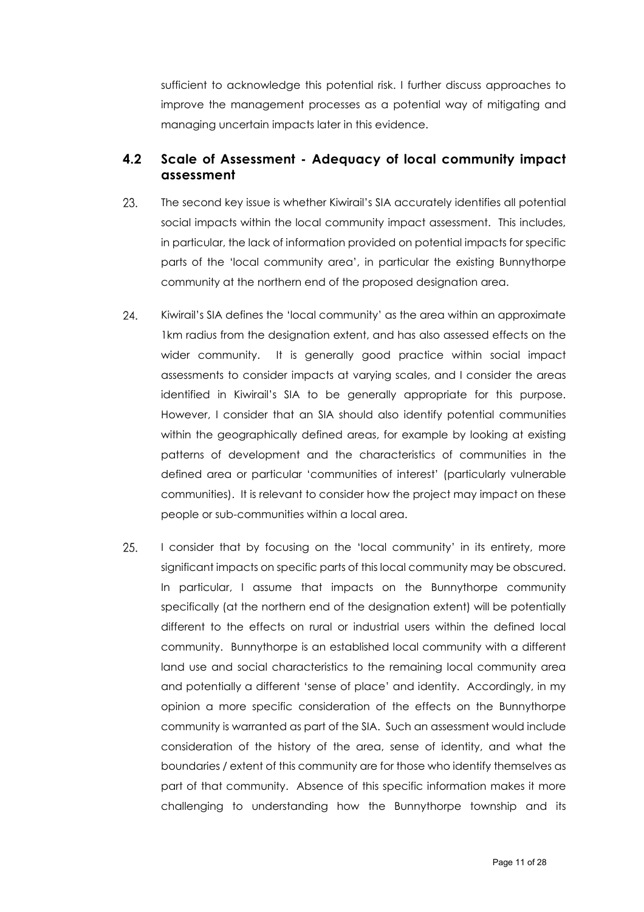sufficient to acknowledge this potential risk. I further discuss approaches to improve the management processes as a potential way of mitigating and managing uncertain impacts later in this evidence.

## 4.2 Scale of Assessment - Adequacy of local community impact assessment

23. The second key issue is whether Kiwirail's SIA accurately identifies all potential social impacts within the local community impact assessment. This includes, in particular, the lack of information provided on potential impacts for specific parts of the 'local community area', in particular the existing Bunnythorpe community at the northern end of the proposed designation area.

24. Kiwirail's SIA defines the 'local community' as the area within an approximate 1km radius from the designation extent, and has also assessed effects on the wider community. It is generally good practice within social impact assessments to consider impacts at varying scales, and I consider the areas identified in Kiwirail's SIA to be generally appropriate for this purpose. However, I consider that an SIA should also identify potential communities within the geographically defined areas, for example by looking at existing patterns of development and the characteristics of communities in the defined area or particular 'communities of interest' (particularly vulnerable communities). It is relevant to consider how the project may impact on these people or sub-communities within a local area.

25. I consider that by focusing on the 'local community' in its entirety, more significant impacts on specific parts of this local community may be obscured. In particular, I assume that impacts on the Bunnythorpe community specifically (at the northern end of the designation extent) will be potentially different to the effects on rural or industrial users within the defined local community. Bunnythorpe is an established local community with a different land use and social characteristics to the remaining local community area and potentially a different 'sense of place' and identity. Accordingly, in my opinion a more specific consideration of the effects on the Bunnythorpe community is warranted as part of the SIA. Such an assessment would include consideration of the history of the area, sense of identity, and what the boundaries / extent of this community are for those who identify themselves as part of that community. Absence of this specific information makes it more challenging to understanding how the Bunnythorpe township and its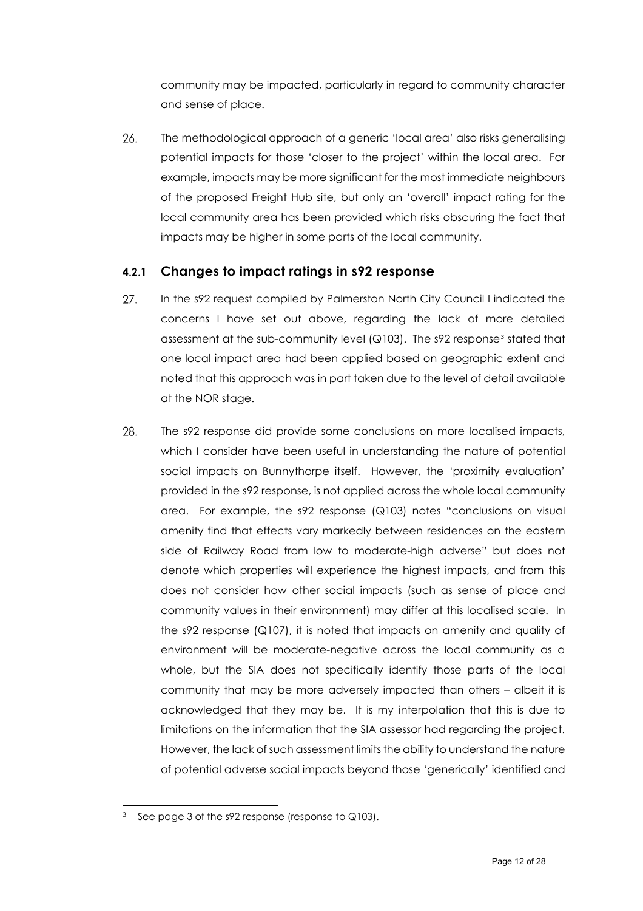community may be impacted, particularly in regard to community character and sense of place.

26. The methodological approach of a generic 'local area' also risks generalising potential impacts for those 'closer to the project' within the local area. For example, impacts may be more significant for the most immediate neighbours of the proposed Freight Hub site, but only an 'overall' impact rating for the local community area has been provided which risks obscuring the fact that impacts may be higher in some parts of the local community.

### 4.2.1 Changes to impact ratings in s92 response

27. In the s92 request compiled by Palmerston North City Council I indicated the concerns I have set out above, regarding the lack of more detailed assessment at the sub-community level (Q103). The s92 response[3] stated that one local impact area had been applied based on geographic extent and noted that this approach was in part taken due to the level of detail available at the NOR stage.

28. The s92 response did provide some conclusions on more localised impacts, which I consider have been useful in understanding the nature of potential social impacts on Bunnythorpe itself. However, the 'proximity evaluation' provided in the s92 response, is not applied across the whole local community area. For example, the s92 response (Q103) notes "conclusions on visual amenity find that effects vary markedly between residences on the eastern side of Railway Road from low to moderate-high adverse" but does not denote which properties will experience the highest impacts, and from this does not consider how other social impacts (such as sense of place and community values in their environment) may differ at this localised scale. In the s92 response (Q107), it is noted that impacts on amenity and quality of environment will be moderate-negative across the local community as a whole, but the SIA does not specifically identify those parts of the local community that may be more adversely impacted than others – albeit it is acknowledged that they may be. It is my interpolation that this is due to limitations on the information that the SIA assessor had regarding the project. However, the lack of such assessment limits the ability to understand the nature of potential adverse social impacts beyond those 'generically' identified and

[3] See page 3 of the s92 response (response to Q103).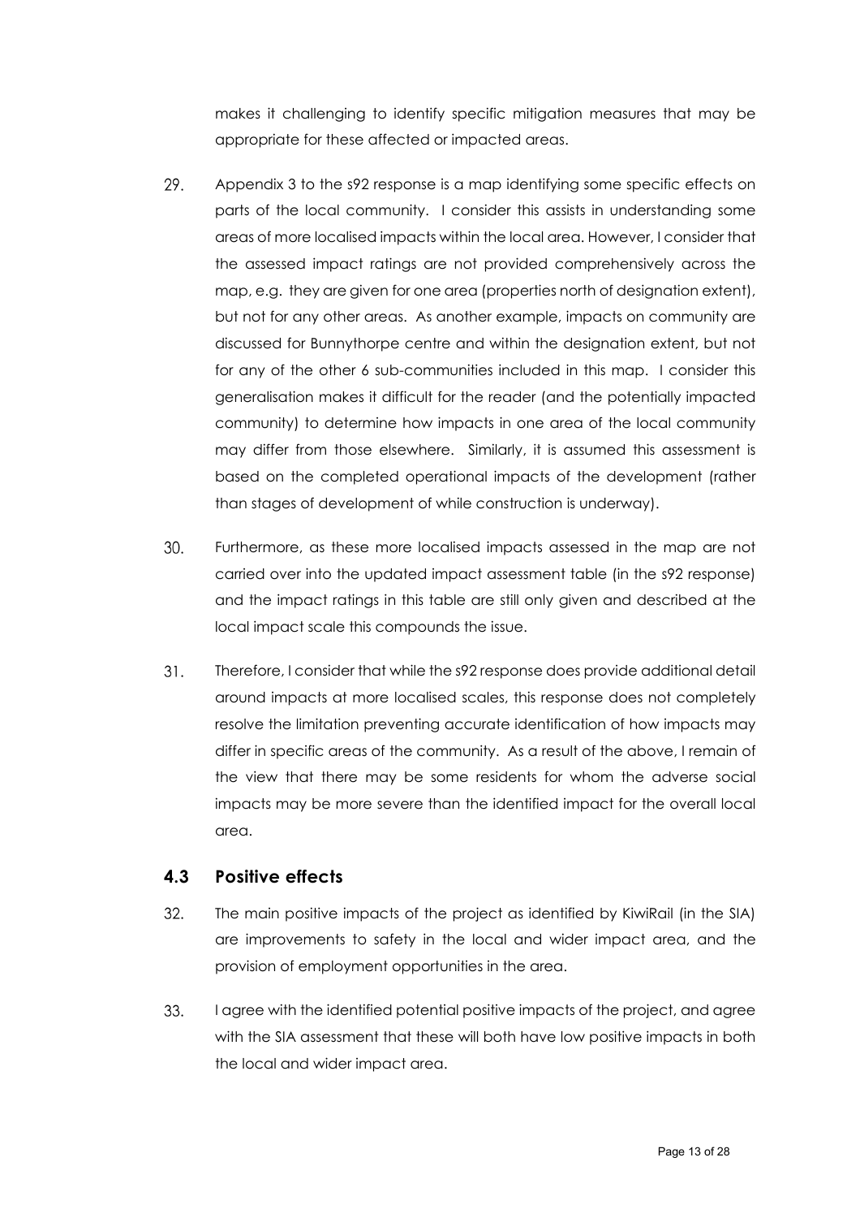makes it challenging to identify specific mitigation measures that may be appropriate for these affected or impacted areas.

29. Appendix 3 to the s92 response is a map identifying some specific effects on parts of the local community. I consider this assists in understanding some areas of more localised impacts within the local area. However, I consider that the assessed impact ratings are not provided comprehensively across the map, e.g. they are given for one area (properties north of designation extent), but not for any other areas. As another example, impacts on community are discussed for Bunnythorpe centre and within the designation extent, but not for any of the other 6 sub-communities included in this map. I consider this generalisation makes it difficult for the reader (and the potentially impacted community) to determine how impacts in one area of the local community may differ from those elsewhere. Similarly, it is assumed this assessment is based on the completed operational impacts of the development (rather than stages of development of while construction is underway).

30. Furthermore, as these more localised impacts assessed in the map are not carried over into the updated impact assessment table (in the s92 response) and the impact ratings in this table are still only given and described at the local impact scale this compounds the issue.

31. Therefore, I consider that while the s92 response does provide additional detail around impacts at more localised scales, this response does not completely resolve the limitation preventing accurate identification of how impacts may differ in specific areas of the community. As a result of the above, I remain of the view that there may be some residents for whom the adverse social impacts may be more severe than the identified impact for the overall local area.

### 4.3 Positive effects

32. The main positive impacts of the project as identified by KiwiRail (in the SIA) are improvements to safety in the local and wider impact area, and the provision of employment opportunities in the area.

33. I agree with the identified potential positive impacts of the project, and agree with the SIA assessment that these will both have low positive impacts in both the local and wider impact area.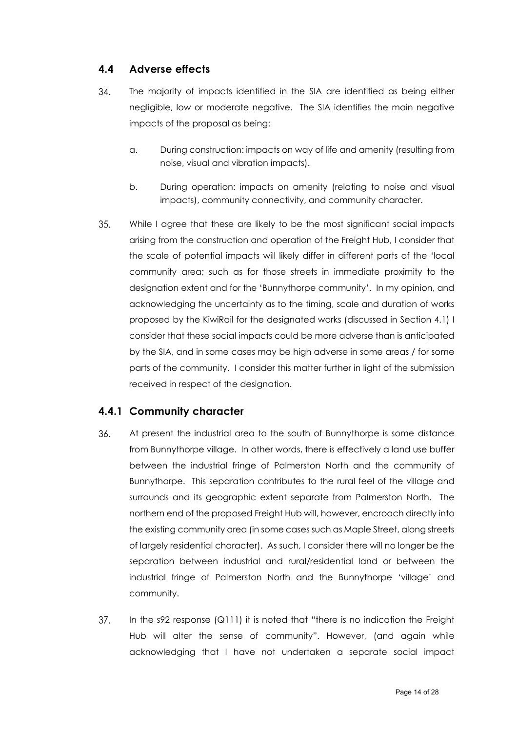## 4.4 Adverse effects

34. The majority of impacts identified in the SIA are identified as being either negligible, low or moderate negative. The SIA identifies the main negative impacts of the proposal as being:

    a. During construction: impacts on way of life and amenity (resulting from noise, visual and vibration impacts).

    b. During operation: impacts on amenity (relating to noise and visual impacts), community connectivity, and community character.

35. While I agree that these are likely to be the most significant social impacts arising from the construction and operation of the Freight Hub, I consider that the scale of potential impacts will likely differ in different parts of the 'local community area; such as for those streets in immediate proximity to the designation extent and for the 'Bunnythorpe community'. In my opinion, and acknowledging the uncertainty as to the timing, scale and duration of works proposed by the KiwiRail for the designated works (discussed in Section 4.1) I consider that these social impacts could be more adverse than is anticipated by the SIA, and in some cases may be high adverse in some areas / for some parts of the community. I consider this matter further in light of the submission received in respect of the designation.

### 4.4.1 Community character

36. At present the industrial area to the south of Bunnythorpe is some distance from Bunnythorpe village. In other words, there is effectively a land use buffer between the industrial fringe of Palmerston North and the community of Bunnythorpe. This separation contributes to the rural feel of the village and surrounds and its geographic extent separate from Palmerston North. The northern end of the proposed Freight Hub will, however, encroach directly into the existing community area (in some cases such as Maple Street, along streets of largely residential character). As such, I consider there will no longer be the separation between industrial and rural/residential land or between the industrial fringe of Palmerston North and the Bunnythorpe 'village' and community.

37. In the s92 response (Q111) it is noted that "there is no indication the Freight Hub will alter the sense of community". However, (and again while acknowledging that I have not undertaken a separate social impact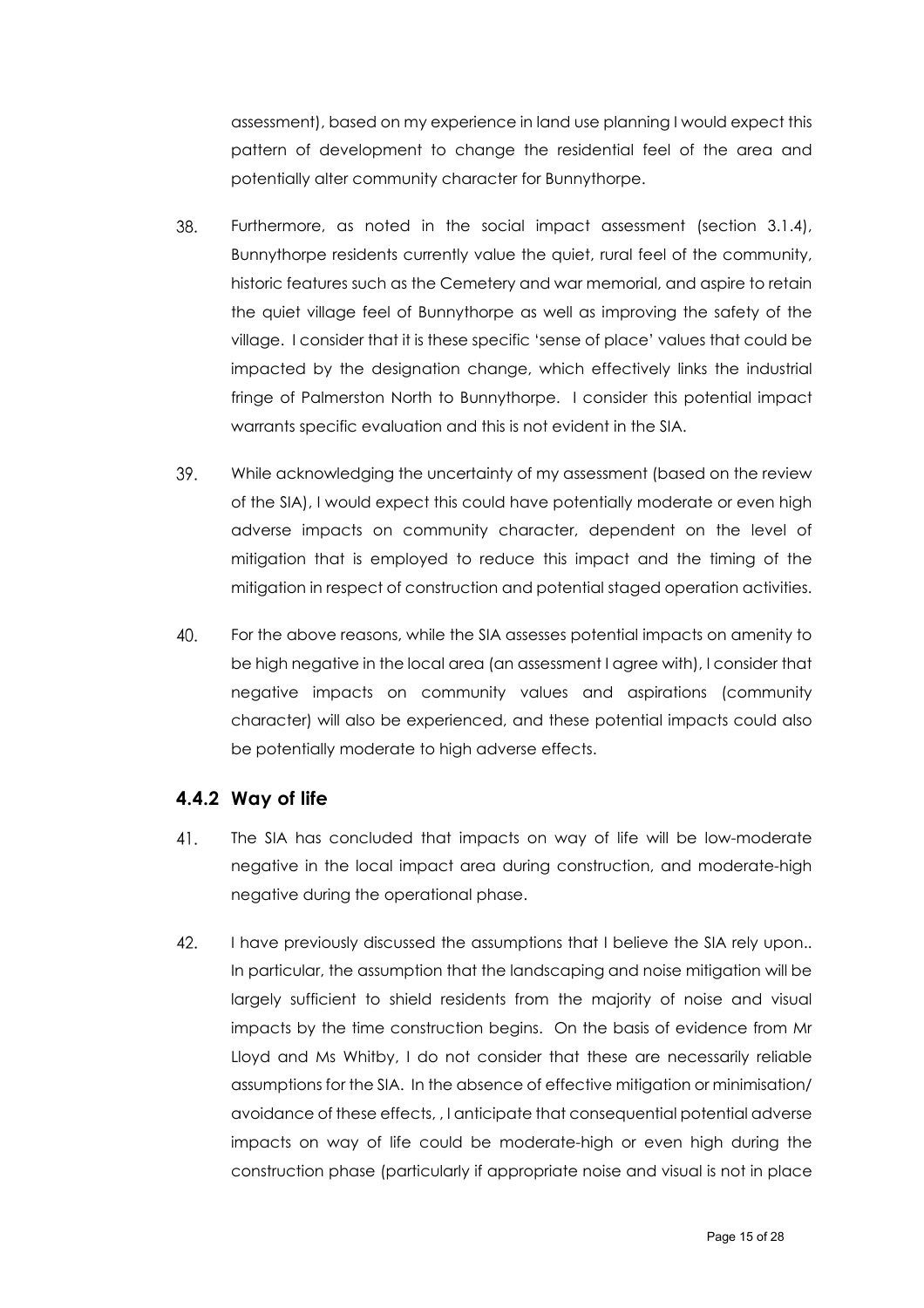assessment), based on my experience in land use planning I would expect this pattern of development to change the residential feel of the area and potentially alter community character for Bunnythorpe.

38. Furthermore, as noted in the social impact assessment (section 3.1.4), Bunnythorpe residents currently value the quiet, rural feel of the community, historic features such as the Cemetery and war memorial, and aspire to retain the quiet village feel of Bunnythorpe as well as improving the safety of the village. I consider that it is these specific 'sense of place' values that could be impacted by the designation change, which effectively links the industrial fringe of Palmerston North to Bunnythorpe. I consider this potential impact warrants specific evaluation and this is not evident in the SIA.

39. While acknowledging the uncertainty of my assessment (based on the review of the SIA), I would expect this could have potentially moderate or even high adverse impacts on community character, dependent on the level of mitigation that is employed to reduce this impact and the timing of the mitigation in respect of construction and potential staged operation activities.

40. For the above reasons, while the SIA assesses potential impacts on amenity to be high negative in the local area (an assessment I agree with), I consider that negative impacts on community values and aspirations (community character) will also be experienced, and these potential impacts could also be potentially moderate to high adverse effects.

### 4.4.2 Way of life

41. The SIA has concluded that impacts on way of life will be low-moderate negative in the local impact area during construction, and moderate-high negative during the operational phase.

42. I have previously discussed the assumptions that I believe the SIA rely upon.. In particular, the assumption that the landscaping and noise mitigation will be largely sufficient to shield residents from the majority of noise and visual impacts by the time construction begins. On the basis of evidence from Mr Lloyd and Ms Whitby, I do not consider that these are necessarily reliable assumptions for the SIA. In the absence of effective mitigation or minimisation/ avoidance of these effects, , I anticipate that consequential potential adverse impacts on way of life could be moderate-high or even high during the construction phase (particularly if appropriate noise and visual is not in place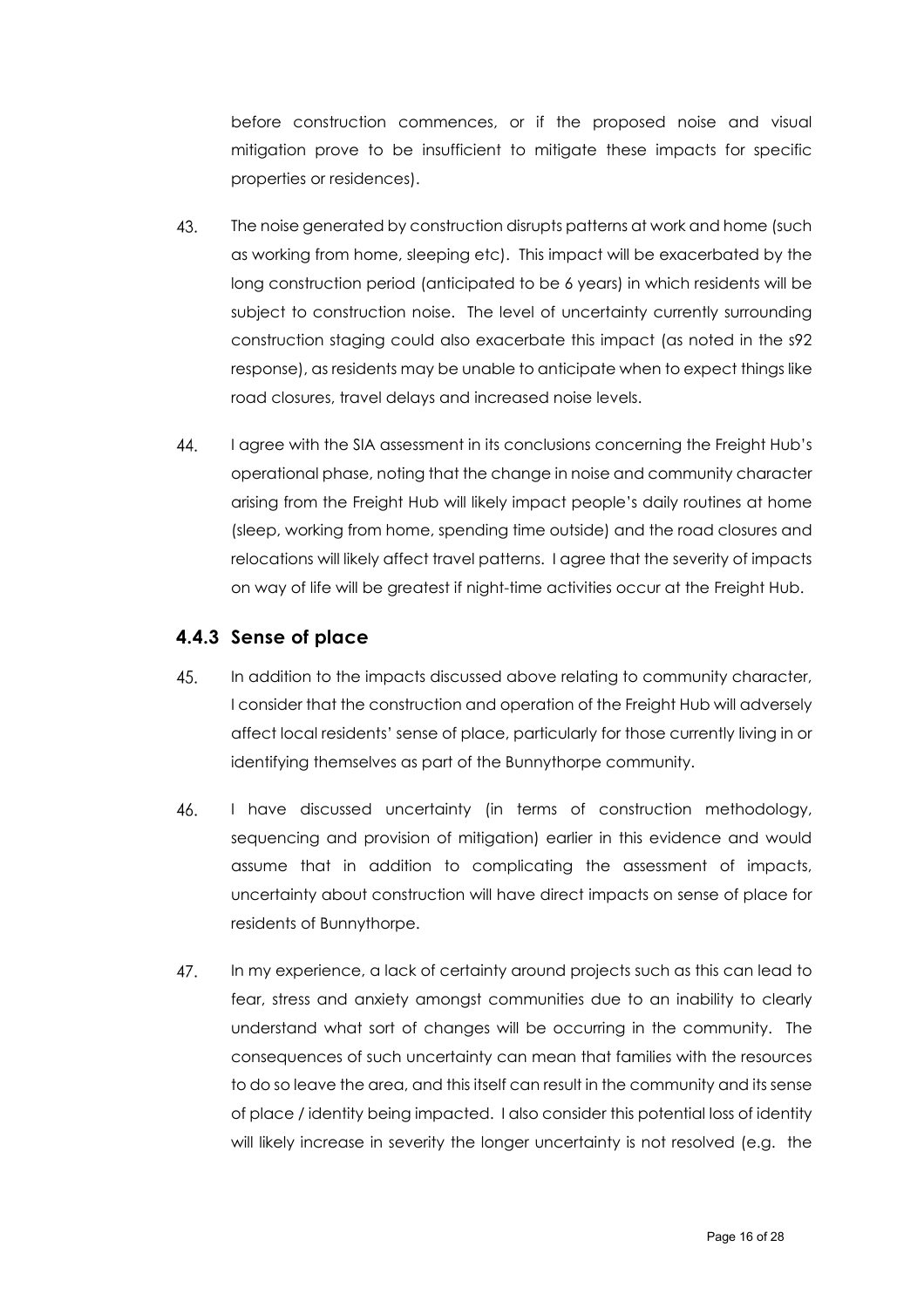before construction commences, or if the proposed noise and visual mitigation prove to be insufficient to mitigate these impacts for specific properties or residences).

43. The noise generated by construction disrupts patterns at work and home (such as working from home, sleeping etc). This impact will be exacerbated by the long construction period (anticipated to be 6 years) in which residents will be subject to construction noise. The level of uncertainty currently surrounding construction staging could also exacerbate this impact (as noted in the s92 response), as residents may be unable to anticipate when to expect things like road closures, travel delays and increased noise levels.

44. I agree with the SIA assessment in its conclusions concerning the Freight Hub's operational phase, noting that the change in noise and community character arising from the Freight Hub will likely impact people's daily routines at home (sleep, working from home, spending time outside) and the road closures and relocations will likely affect travel patterns. I agree that the severity of impacts on way of life will be greatest if night-time activities occur at the Freight Hub.

### 4.4.3 Sense of place

45. In addition to the impacts discussed above relating to community character, I consider that the construction and operation of the Freight Hub will adversely affect local residents' sense of place, particularly for those currently living in or identifying themselves as part of the Bunnythorpe community.

46. I have discussed uncertainty (in terms of construction methodology, sequencing and provision of mitigation) earlier in this evidence and would assume that in addition to complicating the assessment of impacts, uncertainty about construction will have direct impacts on sense of place for residents of Bunnythorpe.

47. In my experience, a lack of certainty around projects such as this can lead to fear, stress and anxiety amongst communities due to an inability to clearly understand what sort of changes will be occurring in the community. The consequences of such uncertainty can mean that families with the resources to do so leave the area, and this itself can result in the community and its sense of place / identity being impacted. I also consider this potential loss of identity will likely increase in severity the longer uncertainty is not resolved (e.g. the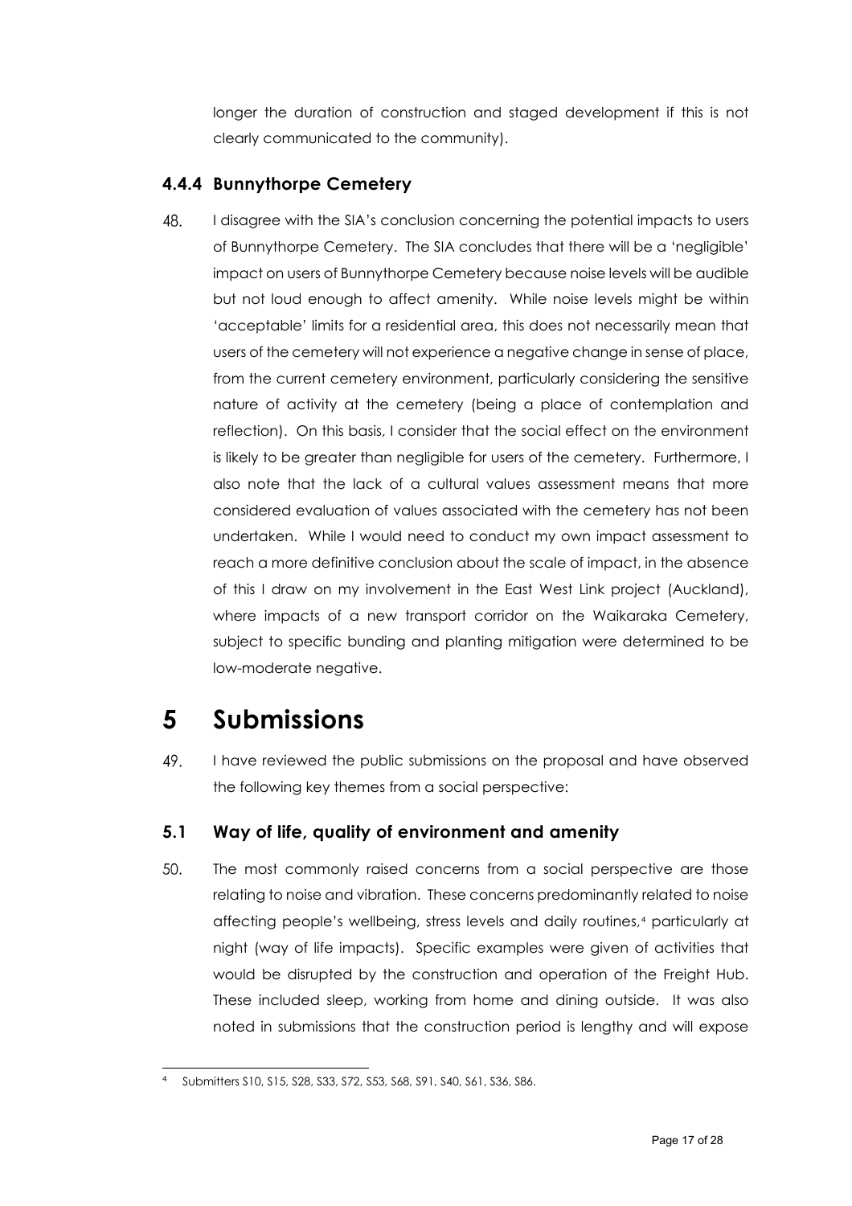longer the duration of construction and staged development if this is not clearly communicated to the community).

### 4.4.4 Bunnythorpe Cemetery

48. I disagree with the SIA's conclusion concerning the potential impacts to users of Bunnythorpe Cemetery. The SIA concludes that there will be a 'negligible' impact on users of Bunnythorpe Cemetery because noise levels will be audible but not loud enough to affect amenity. While noise levels might be within 'acceptable' limits for a residential area, this does not necessarily mean that users of the cemetery will not experience a negative change in sense of place, from the current cemetery environment, particularly considering the sensitive nature of activity at the cemetery (being a place of contemplation and reflection). On this basis, I consider that the social effect on the environment is likely to be greater than negligible for users of the cemetery. Furthermore, I also note that the lack of a cultural values assessment means that more considered evaluation of values associated with the cemetery has not been undertaken. While I would need to conduct my own impact assessment to reach a more definitive conclusion about the scale of impact, in the absence of this I draw on my involvement in the East West Link project (Auckland), where impacts of a new transport corridor on the Waikaraka Cemetery, subject to specific bunding and planting mitigation were determined to be low-moderate negative.

# 5 Submissions

49. I have reviewed the public submissions on the proposal and have observed the following key themes from a social perspective:

## 5.1 Way of life, quality of environment and amenity

50. The most commonly raised concerns from a social perspective are those relating to noise and vibration. These concerns predominantly related to noise affecting people's wellbeing, stress levels and daily routines,[4] particularly at night (way of life impacts). Specific examples were given of activities that would be disrupted by the construction and operation of the Freight Hub. These included sleep, working from home and dining outside. It was also noted in submissions that the construction period is lengthy and will expose

---

[4] Submitters S10, S15, S28, S33, S72, S53, S68, S91, S40, S61, S36, S86.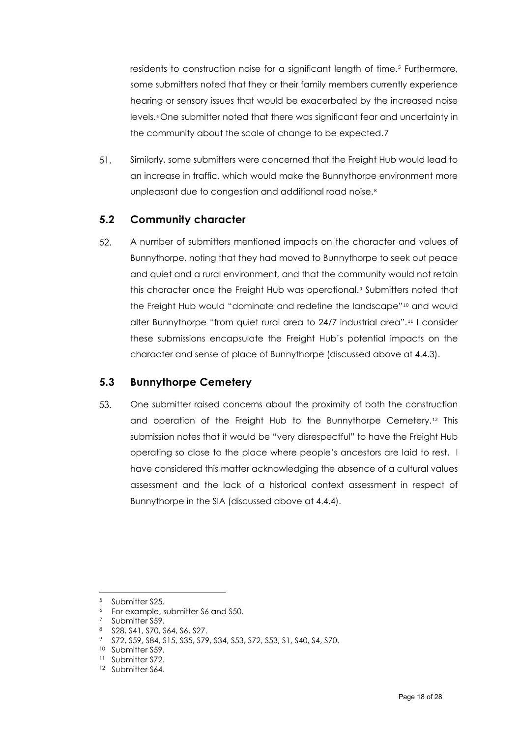residents to construction noise for a significant length of time.[5] Furthermore, some submitters noted that they or their family members currently experience hearing or sensory issues that would be exacerbated by the increased noise levels.[6] One submitter noted that there was significant fear and uncertainty in the community about the scale of change to be expected.7

51. Similarly, some submitters were concerned that the Freight Hub would lead to an increase in traffic, which would make the Bunnythorpe environment more unpleasant due to congestion and additional road noise.[8]

## 5.2 Community character

52. A number of submitters mentioned impacts on the character and values of Bunnythorpe, noting that they had moved to Bunnythorpe to seek out peace and quiet and a rural environment, and that the community would not retain this character once the Freight Hub was operational.[9] Submitters noted that the Freight Hub would "dominate and redefine the landscape"[10] and would alter Bunnythorpe "from quiet rural area to 24/7 industrial area".[11] I consider these submissions encapsulate the Freight Hub's potential impacts on the character and sense of place of Bunnythorpe (discussed above at 4.4.3).

## 5.3 Bunnythorpe Cemetery

53. One submitter raised concerns about the proximity of both the construction and operation of the Freight Hub to the Bunnythorpe Cemetery.[12] This submission notes that it would be "very disrespectful" to have the Freight Hub operating so close to the place where people's ancestors are laid to rest. I have considered this matter acknowledging the absence of a cultural values assessment and the lack of a historical context assessment in respect of Bunnythorpe in the SIA (discussed above at 4.4.4).

---

[5] Submitter S25.
[6] For example, submitter S6 and S50.
[7] Submitter S59.
[8] S28, S41, S70, S64, S6, S27.
[9] S72, S59, S84, S15, S35, S79, S34, S53, S72, S53, S1, S40, S4, S70.
[10] Submitter S59.
[11] Submitter S72.
[12] Submitter S64.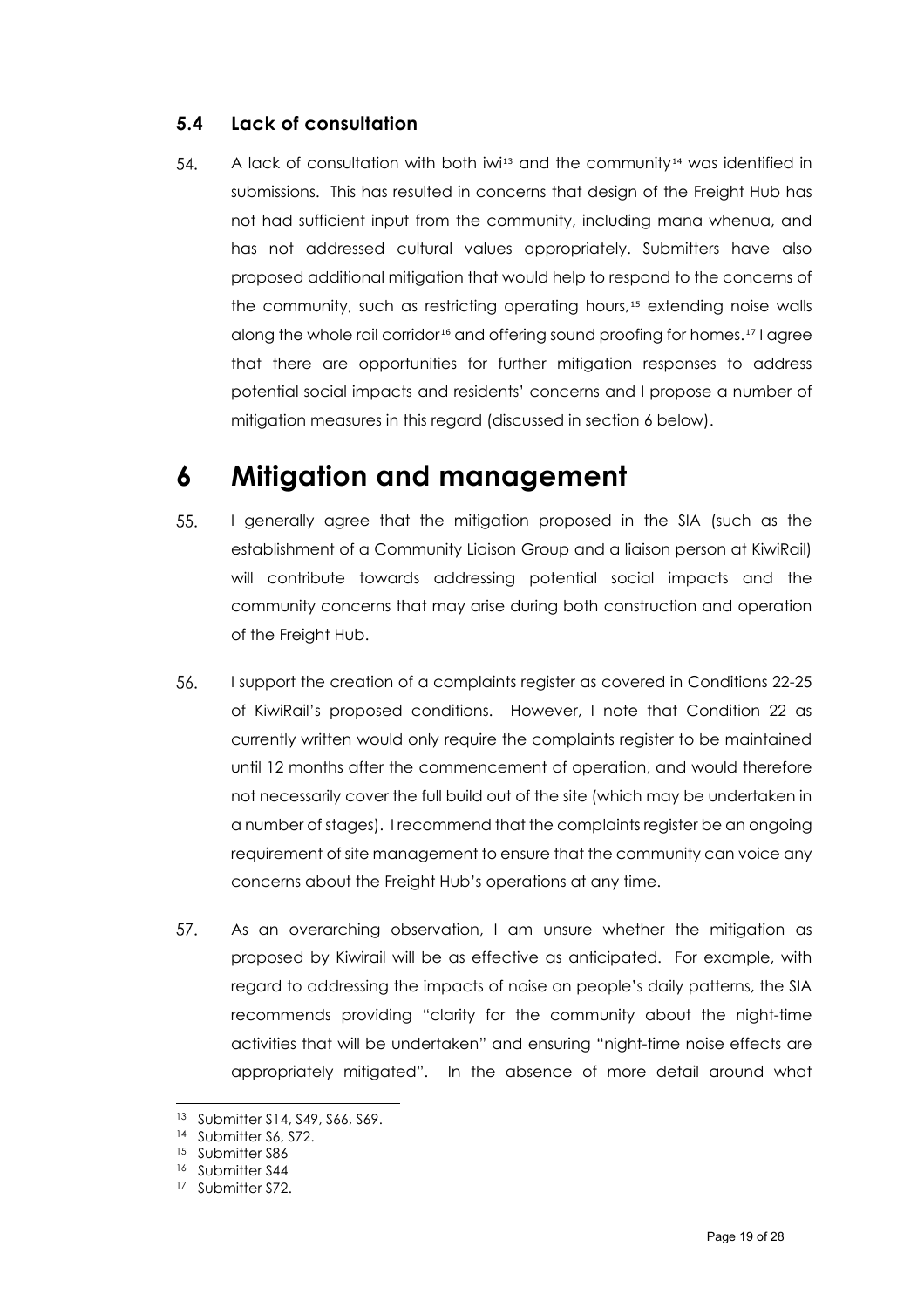### 5.4 Lack of consultation

54. A lack of consultation with both iwi[13] and the community[14] was identified in submissions. This has resulted in concerns that design of the Freight Hub has not had sufficient input from the community, including mana whenua, and has not addressed cultural values appropriately. Submitters have also proposed additional mitigation that would help to respond to the concerns of the community, such as restricting operating hours,[15] extending noise walls along the whole rail corridor[16] and offering sound proofing for homes.[17] I agree that there are opportunities for further mitigation responses to address potential social impacts and residents' concerns and I propose a number of mitigation measures in this regard (discussed in section 6 below).

# 6 Mitigation and management

55. I generally agree that the mitigation proposed in the SIA (such as the establishment of a Community Liaison Group and a liaison person at KiwiRail) will contribute towards addressing potential social impacts and the community concerns that may arise during both construction and operation of the Freight Hub.

56. I support the creation of a complaints register as covered in Conditions 22-25 of KiwiRail's proposed conditions. However, I note that Condition 22 as currently written would only require the complaints register to be maintained until 12 months after the commencement of operation, and would therefore not necessarily cover the full build out of the site (which may be undertaken in a number of stages). I recommend that the complaints register be an ongoing requirement of site management to ensure that the community can voice any concerns about the Freight Hub's operations at any time.

57. As an overarching observation, I am unsure whether the mitigation as proposed by Kiwirail will be as effective as anticipated. For example, with regard to addressing the impacts of noise on people's daily patterns, the SIA recommends providing "clarity for the community about the night-time activities that will be undertaken" and ensuring "night-time noise effects are appropriately mitigated". In the absence of more detail around what

---

[13] Submitter S14, S49, S66, S69.

[14] Submitter S6, S72.

[15] Submitter S86

[16] Submitter S44

[17] Submitter S72.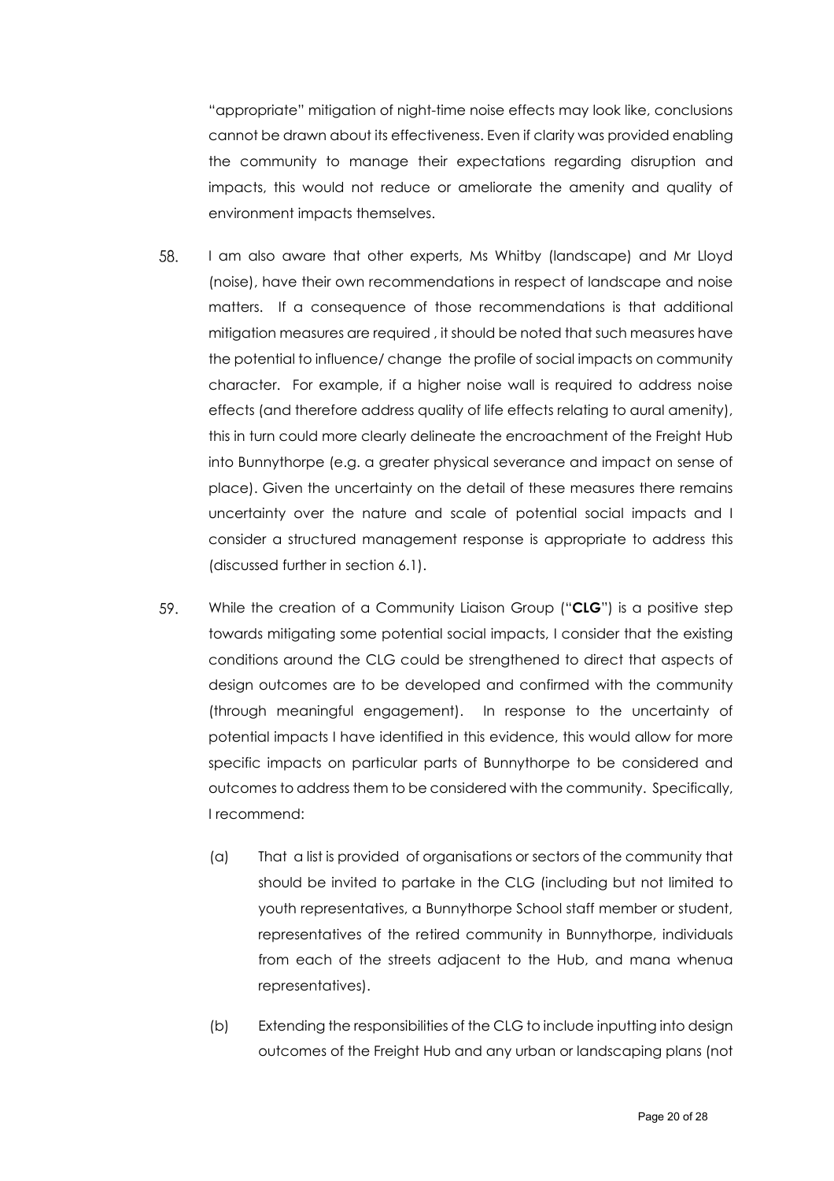"appropriate" mitigation of night-time noise effects may look like, conclusions cannot be drawn about its effectiveness. Even if clarity was provided enabling the community to manage their expectations regarding disruption and impacts, this would not reduce or ameliorate the amenity and quality of environment impacts themselves.

58. I am also aware that other experts, Ms Whitby (landscape) and Mr Lloyd (noise), have their own recommendations in respect of landscape and noise matters. If a consequence of those recommendations is that additional mitigation measures are required , it should be noted that such measures have the potential to influence/ change the profile of social impacts on community character. For example, if a higher noise wall is required to address noise effects (and therefore address quality of life effects relating to aural amenity), this in turn could more clearly delineate the encroachment of the Freight Hub into Bunnythorpe (e.g. a greater physical severance and impact on sense of place). Given the uncertainty on the detail of these measures there remains uncertainty over the nature and scale of potential social impacts and I consider a structured management response is appropriate to address this (discussed further in section 6.1).

59. While the creation of a Community Liaison Group ("**CLG**") is a positive step towards mitigating some potential social impacts, I consider that the existing conditions around the CLG could be strengthened to direct that aspects of design outcomes are to be developed and confirmed with the community (through meaningful engagement). In response to the uncertainty of potential impacts I have identified in this evidence, this would allow for more specific impacts on particular parts of Bunnythorpe to be considered and outcomes to address them to be considered with the community. Specifically, I recommend:

    (a) That a list is provided of organisations or sectors of the community that should be invited to partake in the CLG (including but not limited to youth representatives, a Bunnythorpe School staff member or student, representatives of the retired community in Bunnythorpe, individuals from each of the streets adjacent to the Hub, and mana whenua representatives).

    (b) Extending the responsibilities of the CLG to include inputting into design outcomes of the Freight Hub and any urban or landscaping plans (not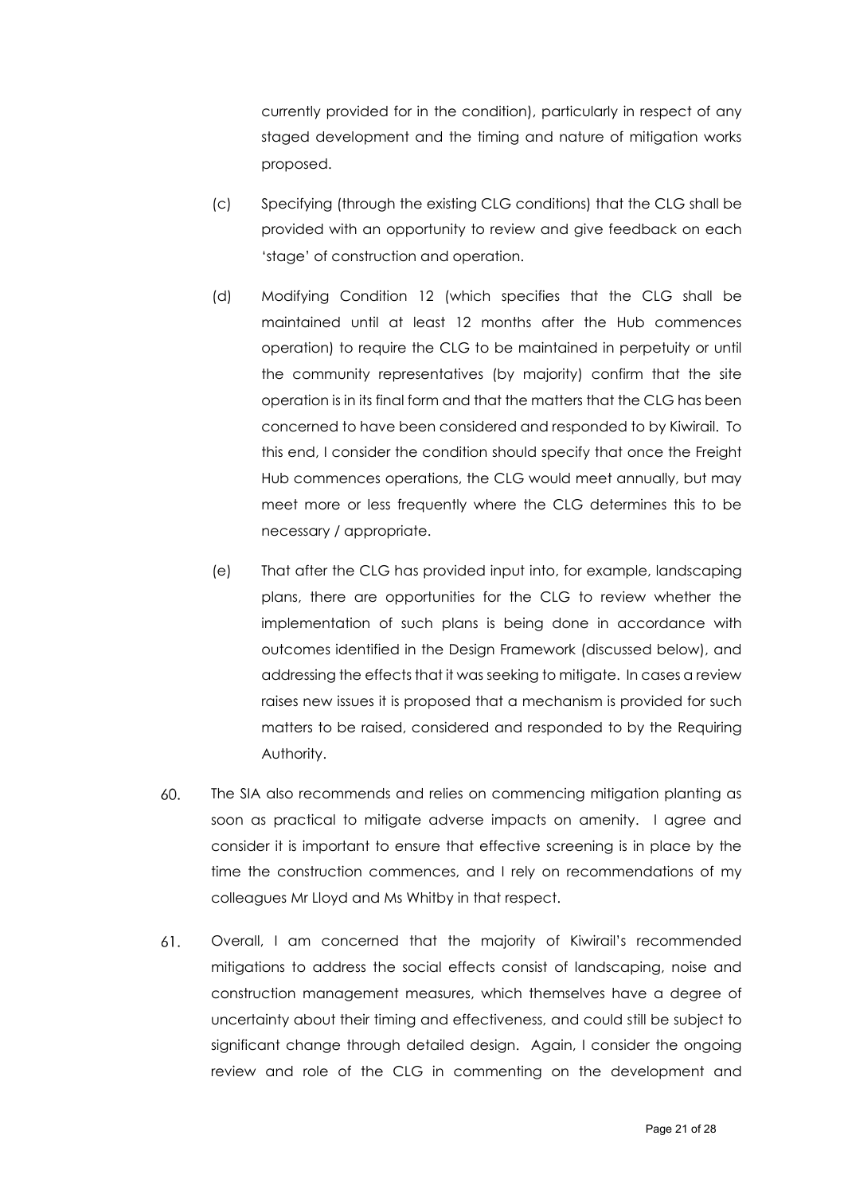currently provided for in the condition), particularly in respect of any staged development and the timing and nature of mitigation works proposed.

(c) Specifying (through the existing CLG conditions) that the CLG shall be provided with an opportunity to review and give feedback on each 'stage' of construction and operation.

(d) Modifying Condition 12 (which specifies that the CLG shall be maintained until at least 12 months after the Hub commences operation) to require the CLG to be maintained in perpetuity or until the community representatives (by majority) confirm that the site operation is in its final form and that the matters that the CLG has been concerned to have been considered and responded to by Kiwirail. To this end, I consider the condition should specify that once the Freight Hub commences operations, the CLG would meet annually, but may meet more or less frequently where the CLG determines this to be necessary / appropriate.

(e) That after the CLG has provided input into, for example, landscaping plans, there are opportunities for the CLG to review whether the implementation of such plans is being done in accordance with outcomes identified in the Design Framework (discussed below), and addressing the effects that it was seeking to mitigate. In cases a review raises new issues it is proposed that a mechanism is provided for such matters to be raised, considered and responded to by the Requiring Authority.

60. The SIA also recommends and relies on commencing mitigation planting as soon as practical to mitigate adverse impacts on amenity. I agree and consider it is important to ensure that effective screening is in place by the time the construction commences, and I rely on recommendations of my colleagues Mr Lloyd and Ms Whitby in that respect.

61. Overall, I am concerned that the majority of Kiwirail's recommended mitigations to address the social effects consist of landscaping, noise and construction management measures, which themselves have a degree of uncertainty about their timing and effectiveness, and could still be subject to significant change through detailed design. Again, I consider the ongoing review and role of the CLG in commenting on the development and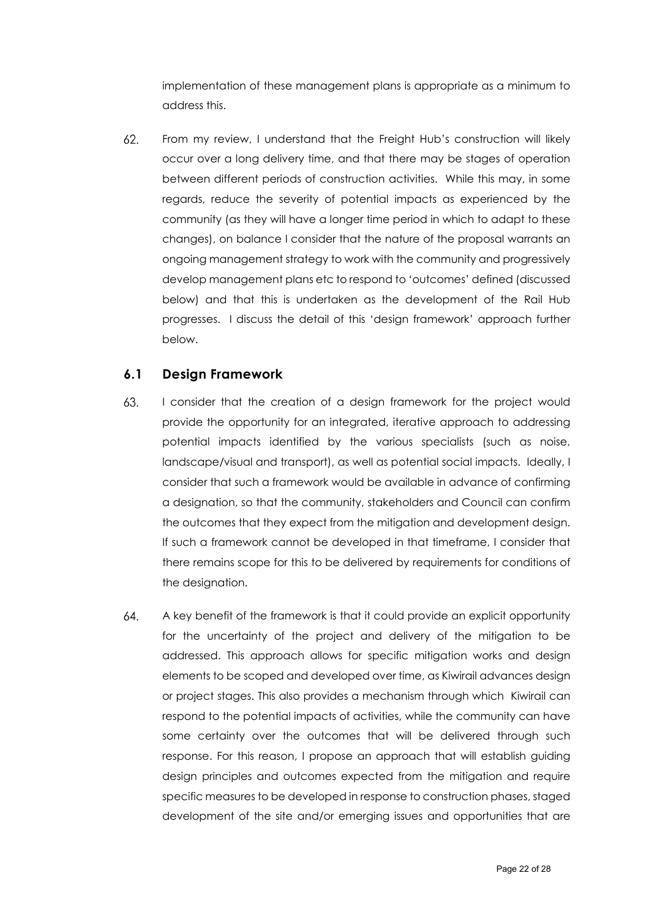implementation of these management plans is appropriate as a minimum to address this.

62. From my review, I understand that the Freight Hub's construction will likely occur over a long delivery time, and that there may be stages of operation between different periods of construction activities. While this may, in some regards, reduce the severity of potential impacts as experienced by the community (as they will have a longer time period in which to adapt to these changes), on balance I consider that the nature of the proposal warrants an ongoing management strategy to work with the community and progressively develop management plans etc to respond to 'outcomes' defined (discussed below) and that this is undertaken as the development of the Rail Hub progresses. I discuss the detail of this 'design framework' approach further below.

## 6.1 Design Framework

63. I consider that the creation of a design framework for the project would provide the opportunity for an integrated, iterative approach to addressing potential impacts identified by the various specialists (such as noise, landscape/visual and transport), as well as potential social impacts. Ideally, I consider that such a framework would be available in advance of confirming a designation, so that the community, stakeholders and Council can confirm the outcomes that they expect from the mitigation and development design. If such a framework cannot be developed in that timeframe, I consider that there remains scope for this to be delivered by requirements for conditions of the designation.

64. A key benefit of the framework is that it could provide an explicit opportunity for the uncertainty of the project and delivery of the mitigation to be addressed. This approach allows for specific mitigation works and design elements to be scoped and developed over time, as Kiwirail advances design or project stages. This also provides a mechanism through which Kiwirail can respond to the potential impacts of activities, while the community can have some certainty over the outcomes that will be delivered through such response. For this reason, I propose an approach that will establish guiding design principles and outcomes expected from the mitigation and require specific measures to be developed in response to construction phases, staged development of the site and/or emerging issues and opportunities that are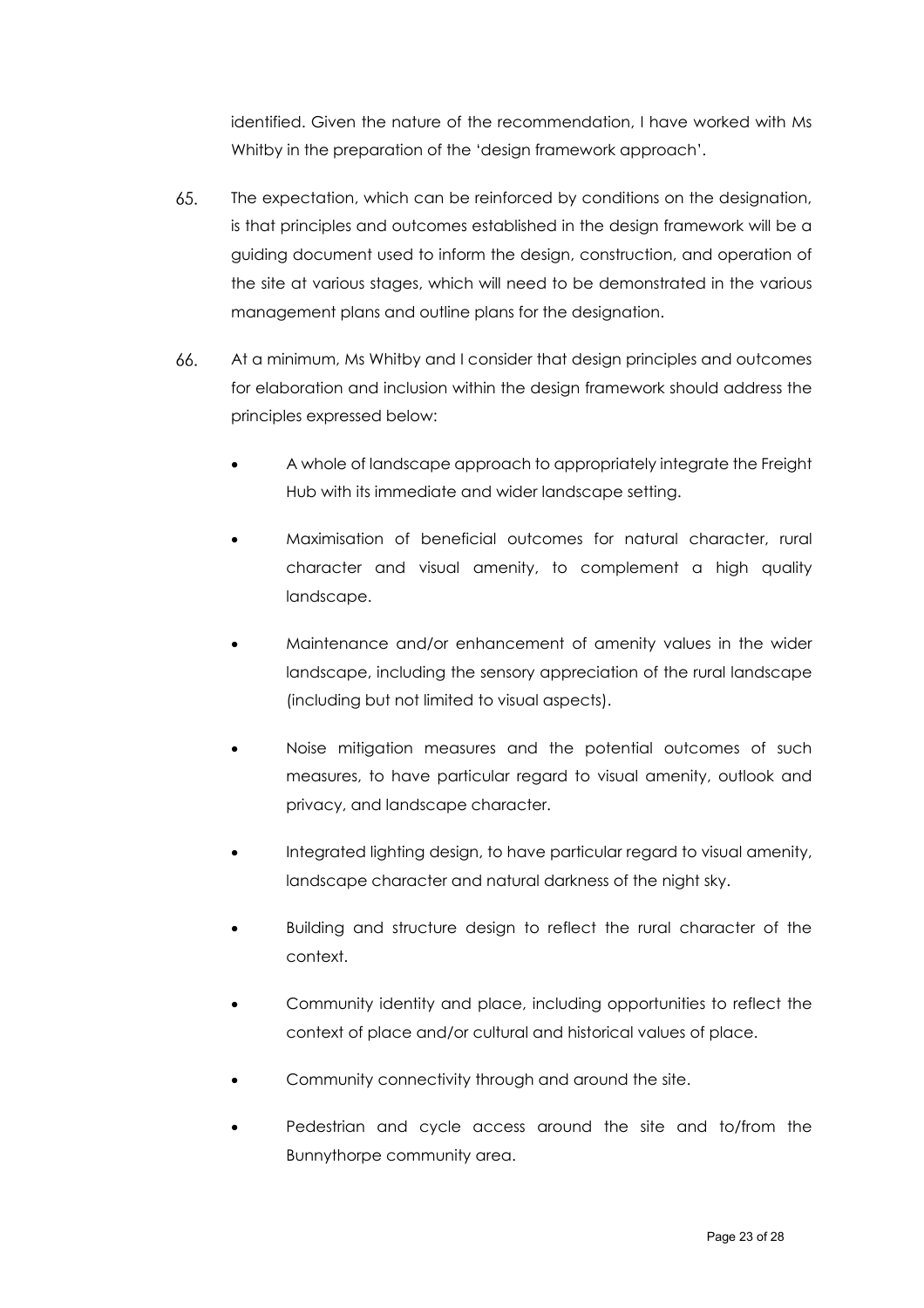identified. Given the nature of the recommendation, I have worked with Ms Whitby in the preparation of the 'design framework approach'.

65. The expectation, which can be reinforced by conditions on the designation, is that principles and outcomes established in the design framework will be a guiding document used to inform the design, construction, and operation of the site at various stages, which will need to be demonstrated in the various management plans and outline plans for the designation.

66. At a minimum, Ms Whitby and I consider that design principles and outcomes for elaboration and inclusion within the design framework should address the principles expressed below:

- A whole of landscape approach to appropriately integrate the Freight Hub with its immediate and wider landscape setting.
- Maximisation of beneficial outcomes for natural character, rural character and visual amenity, to complement a high quality landscape.
- Maintenance and/or enhancement of amenity values in the wider landscape, including the sensory appreciation of the rural landscape (including but not limited to visual aspects).
- Noise mitigation measures and the potential outcomes of such measures, to have particular regard to visual amenity, outlook and privacy, and landscape character.
- Integrated lighting design, to have particular regard to visual amenity, landscape character and natural darkness of the night sky.
- Building and structure design to reflect the rural character of the context.
- Community identity and place, including opportunities to reflect the context of place and/or cultural and historical values of place.
- Community connectivity through and around the site.
- Pedestrian and cycle access around the site and to/from the Bunnythorpe community area.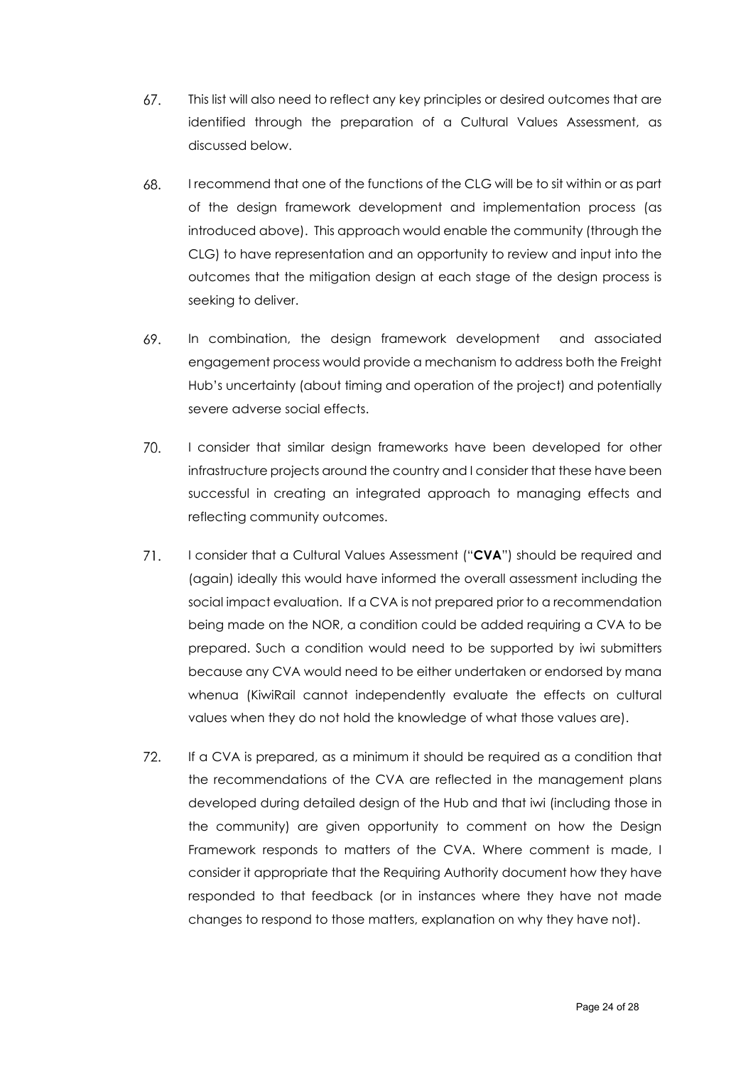67. This list will also need to reflect any key principles or desired outcomes that are identified through the preparation of a Cultural Values Assessment, as discussed below.

68. I recommend that one of the functions of the CLG will be to sit within or as part of the design framework development and implementation process (as introduced above). This approach would enable the community (through the CLG) to have representation and an opportunity to review and input into the outcomes that the mitigation design at each stage of the design process is seeking to deliver.

69. In combination, the design framework development and associated engagement process would provide a mechanism to address both the Freight Hub's uncertainty (about timing and operation of the project) and potentially severe adverse social effects.

70. I consider that similar design frameworks have been developed for other infrastructure projects around the country and I consider that these have been successful in creating an integrated approach to managing effects and reflecting community outcomes.

71. I consider that a Cultural Values Assessment ("**CVA**") should be required and (again) ideally this would have informed the overall assessment including the social impact evaluation. If a CVA is not prepared prior to a recommendation being made on the NOR, a condition could be added requiring a CVA to be prepared. Such a condition would need to be supported by iwi submitters because any CVA would need to be either undertaken or endorsed by mana whenua (KiwiRail cannot independently evaluate the effects on cultural values when they do not hold the knowledge of what those values are).

72. If a CVA is prepared, as a minimum it should be required as a condition that the recommendations of the CVA are reflected in the management plans developed during detailed design of the Hub and that iwi (including those in the community) are given opportunity to comment on how the Design Framework responds to matters of the CVA. Where comment is made, I consider it appropriate that the Requiring Authority document how they have responded to that feedback (or in instances where they have not made changes to respond to those matters, explanation on why they have not).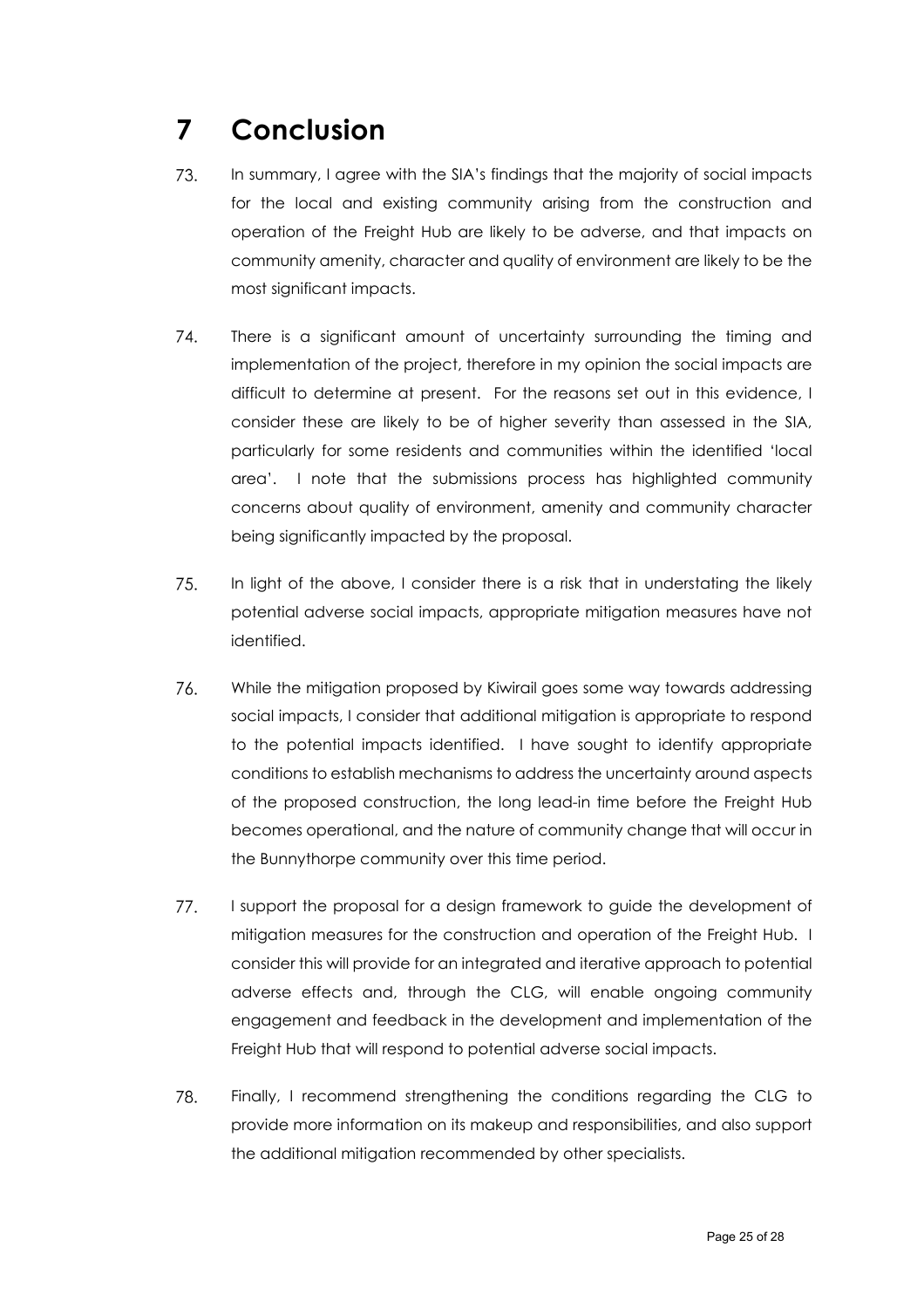# 7 Conclusion

73. In summary, I agree with the SIA's findings that the majority of social impacts for the local and existing community arising from the construction and operation of the Freight Hub are likely to be adverse, and that impacts on community amenity, character and quality of environment are likely to be the most significant impacts.

74. There is a significant amount of uncertainty surrounding the timing and implementation of the project, therefore in my opinion the social impacts are difficult to determine at present. For the reasons set out in this evidence, I consider these are likely to be of higher severity than assessed in the SIA, particularly for some residents and communities within the identified 'local area'. I note that the submissions process has highlighted community concerns about quality of environment, amenity and community character being significantly impacted by the proposal.

75. In light of the above, I consider there is a risk that in understating the likely potential adverse social impacts, appropriate mitigation measures have not identified.

76. While the mitigation proposed by Kiwirail goes some way towards addressing social impacts, I consider that additional mitigation is appropriate to respond to the potential impacts identified. I have sought to identify appropriate conditions to establish mechanisms to address the uncertainty around aspects of the proposed construction, the long lead-in time before the Freight Hub becomes operational, and the nature of community change that will occur in the Bunnythorpe community over this time period.

77. I support the proposal for a design framework to guide the development of mitigation measures for the construction and operation of the Freight Hub. I consider this will provide for an integrated and iterative approach to potential adverse effects and, through the CLG, will enable ongoing community engagement and feedback in the development and implementation of the Freight Hub that will respond to potential adverse social impacts.

78. Finally, I recommend strengthening the conditions regarding the CLG to provide more information on its makeup and responsibilities, and also support the additional mitigation recommended by other specialists.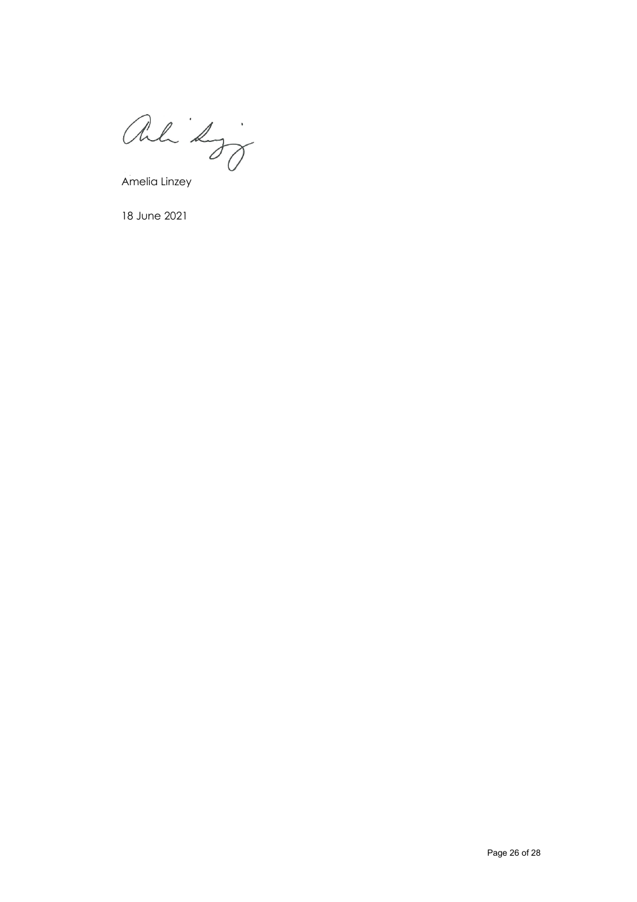Amelia Linzey

18 June 2021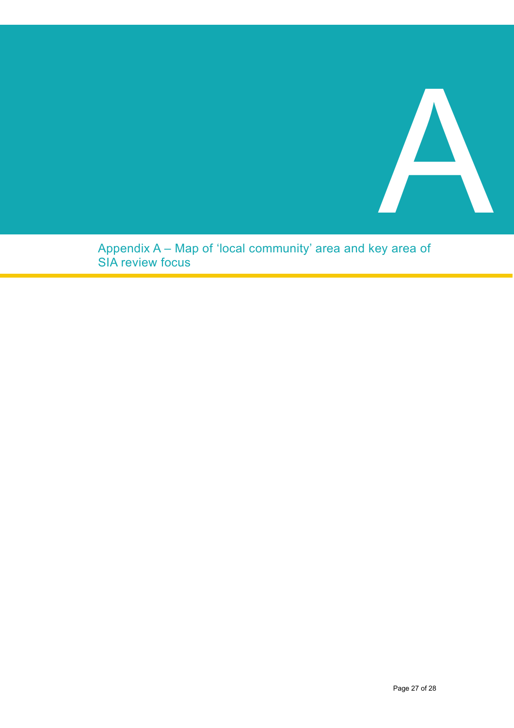# A

## Appendix A – Map of 'local community' area and key area of SIA review focus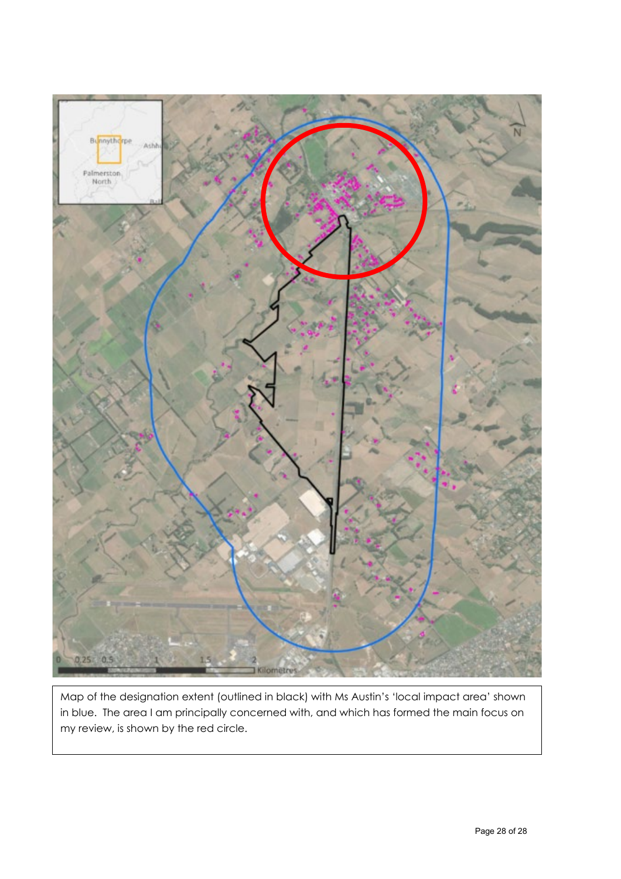Bunnythorpe

Ashhurst

Palmerston North

N

0 0.25 0.5 1 1.5 2 Kilometres

Map of the designation extent (outlined in black) with Ms Austin's 'local impact area' shown in blue. The area I am principally concerned with, and which has formed the main focus on my review, is shown by the red circle.